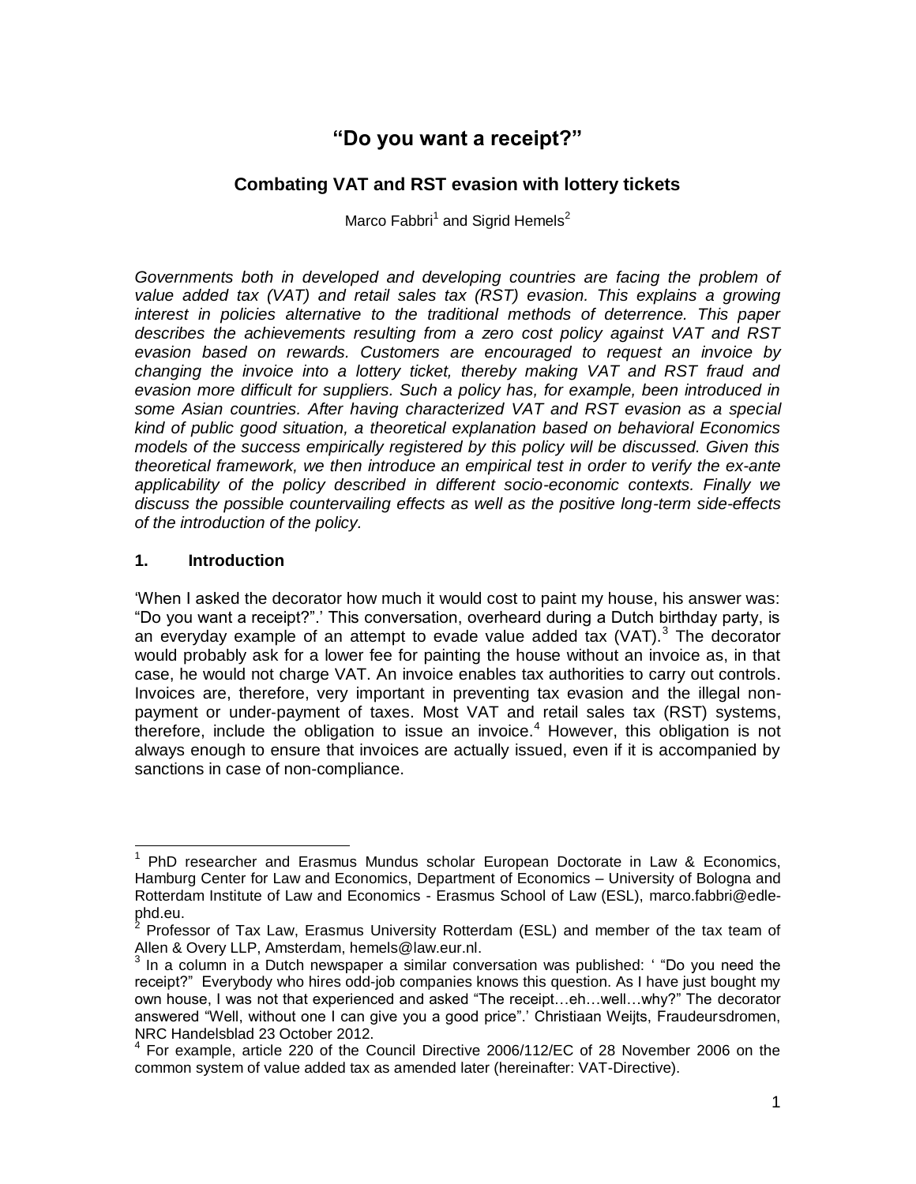# "Do you want a receipt?"

## Combating VAT and RST evasion with lottery tickets

Marco Fabbri[1] and Sigrid Hemels[2]

*Governments both in developed and developing countries are facing the problem of value added tax (VAT) and retail sales tax (RST) evasion. This explains a growing interest in policies alternative to the traditional methods of deterrence. This paper describes the achievements resulting from a zero cost policy against VAT and RST evasion based on rewards. Customers are encouraged to request an invoice by changing the invoice into a lottery ticket, thereby making VAT and RST fraud and evasion more difficult for suppliers. Such a policy has, for example, been introduced in some Asian countries. After having characterized VAT and RST evasion as a special kind of public good situation, a theoretical explanation based on behavioral Economics models of the success empirically registered by this policy will be discussed. Given this theoretical framework, we then introduce an empirical test in order to verify the ex-ante applicability of the policy described in different socio-economic contexts. Finally we discuss the possible countervailing effects as well as the positive long-term side-effects of the introduction of the policy.*

### 1. Introduction

'When I asked the decorator how much it would cost to paint my house, his answer was: "Do you want a receipt?".' This conversation, overheard during a Dutch birthday party, is an everyday example of an attempt to evade value added tax (VAT).[3] The decorator would probably ask for a lower fee for painting the house without an invoice as, in that case, he would not charge VAT. An invoice enables tax authorities to carry out controls. Invoices are, therefore, very important in preventing tax evasion and the illegal non-payment or under-payment of taxes. Most VAT and retail sales tax (RST) systems, therefore, include the obligation to issue an invoice.[4] However, this obligation is not always enough to ensure that invoices are actually issued, even if it is accompanied by sanctions in case of non-compliance.

---

[1] PhD researcher and Erasmus Mundus scholar European Doctorate in Law & Economics, Hamburg Center for Law and Economics, Department of Economics – University of Bologna and Rotterdam Institute of Law and Economics - Erasmus School of Law (ESL), marco.fabbri@edle-phd.eu.

[2] Professor of Tax Law, Erasmus University Rotterdam (ESL) and member of the tax team of Allen & Overy LLP, Amsterdam, hemels@law.eur.nl.

[3] In a column in a Dutch newspaper a similar conversation was published: ' "Do you need the receipt?" Everybody who hires odd-job companies knows this question. As I have just bought my own house, I was not that experienced and asked "The receipt…eh…well…why?" The decorator answered "Well, without one I can give you a good price".' Christiaan Weijts, Fraudeursdromen, NRC Handelsblad 23 October 2012.

[4] For example, article 220 of the Council Directive 2006/112/EC of 28 November 2006 on the common system of value added tax as amended later (hereinafter: VAT-Directive).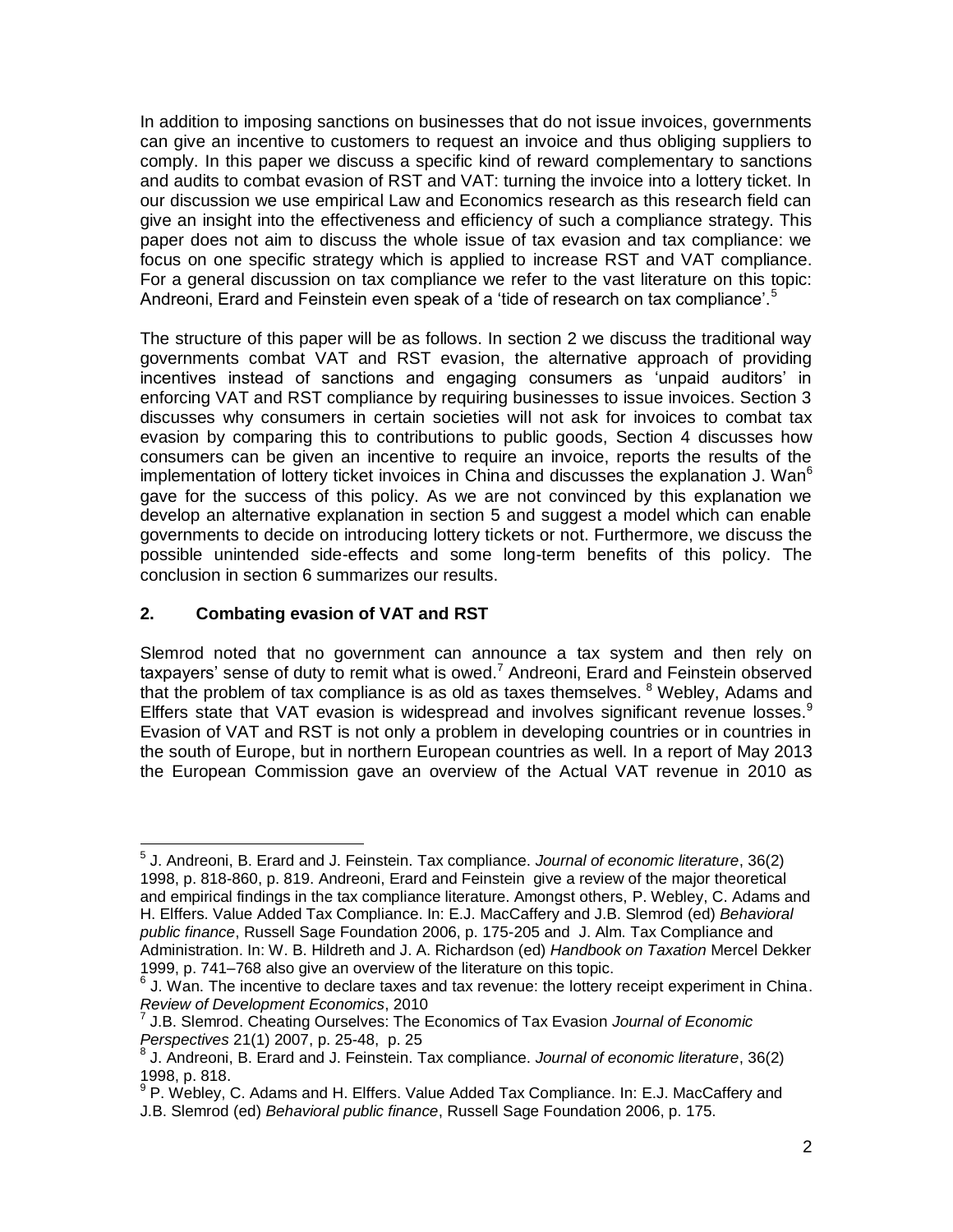In addition to imposing sanctions on businesses that do not issue invoices, governments can give an incentive to customers to request an invoice and thus obliging suppliers to comply. In this paper we discuss a specific kind of reward complementary to sanctions and audits to combat evasion of RST and VAT: turning the invoice into a lottery ticket. In our discussion we use empirical Law and Economics research as this research field can give an insight into the effectiveness and efficiency of such a compliance strategy. This paper does not aim to discuss the whole issue of tax evasion and tax compliance: we focus on one specific strategy which is applied to increase RST and VAT compliance. For a general discussion on tax compliance we refer to the vast literature on this topic: Andreoni, Erard and Feinstein even speak of a 'tide of research on tax compliance'.[5]

The structure of this paper will be as follows. In section 2 we discuss the traditional way governments combat VAT and RST evasion, the alternative approach of providing incentives instead of sanctions and engaging consumers as 'unpaid auditors' in enforcing VAT and RST compliance by requiring businesses to issue invoices. Section 3 discusses why consumers in certain societies will not ask for invoices to combat tax evasion by comparing this to contributions to public goods, Section 4 discusses how consumers can be given an incentive to require an invoice, reports the results of the implementation of lottery ticket invoices in China and discusses the explanation J. Wan[6] gave for the success of this policy. As we are not convinced by this explanation we develop an alternative explanation in section 5 and suggest a model which can enable governments to decide on introducing lottery tickets or not. Furthermore, we discuss the possible unintended side-effects and some long-term benefits of this policy. The conclusion in section 6 summarizes our results.

## 2. Combating evasion of VAT and RST

Slemrod noted that no government can announce a tax system and then rely on taxpayers' sense of duty to remit what is owed.[7] Andreoni, Erard and Feinstein observed that the problem of tax compliance is as old as taxes themselves.[8] Webley, Adams and Elffers state that VAT evasion is widespread and involves significant revenue losses.[9] Evasion of VAT and RST is not only a problem in developing countries or in countries in the south of Europe, but in northern European countries as well. In a report of May 2013 the European Commission gave an overview of the Actual VAT revenue in 2010 as

---

[5] J. Andreoni, B. Erard and J. Feinstein. Tax compliance. *Journal of economic literature*, 36(2) 1998, p. 818-860, p. 819. Andreoni, Erard and Feinstein give a review of the major theoretical and empirical findings in the tax compliance literature. Amongst others, P. Webley, C. Adams and H. Elffers. Value Added Tax Compliance. In: E.J. MacCaffery and J.B. Slemrod (ed) *Behavioral public finance*, Russell Sage Foundation 2006, p. 175-205 and J. Alm. Tax Compliance and Administration. In: W. B. Hildreth and J. A. Richardson (ed) *Handbook on Taxation* Mercel Dekker 1999, p. 741–768 also give an overview of the literature on this topic.

[6] J. Wan. The incentive to declare taxes and tax revenue: the lottery receipt experiment in China. *Review of Development Economics*, 2010

[7] J.B. Slemrod. Cheating Ourselves: The Economics of Tax Evasion *Journal of Economic Perspectives* 21(1) 2007, p. 25-48, p. 25

[8] J. Andreoni, B. Erard and J. Feinstein. Tax compliance. *Journal of economic literature*, 36(2) 1998, p. 818.

[9] P. Webley, C. Adams and H. Elffers. Value Added Tax Compliance. In: E.J. MacCaffery and J.B. Slemrod (ed) *Behavioral public finance*, Russell Sage Foundation 2006, p. 175.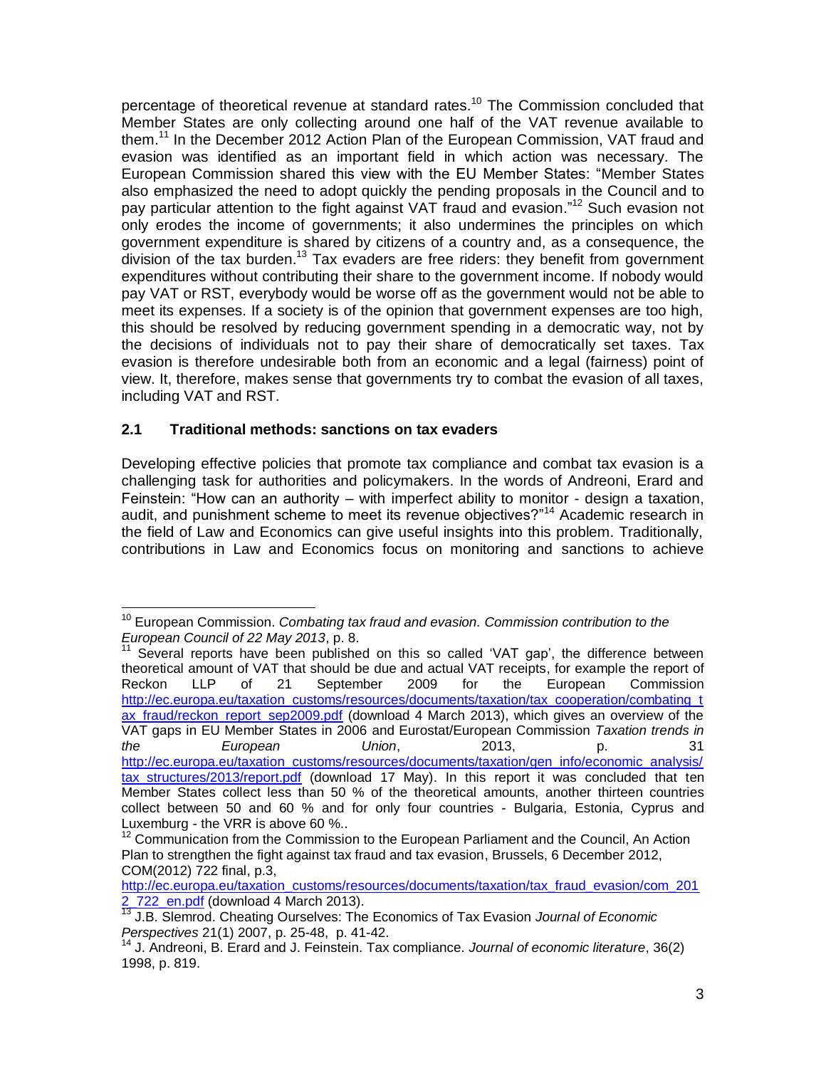percentage of theoretical revenue at standard rates.[10] The Commission concluded that Member States are only collecting around one half of the VAT revenue available to them.[11] In the December 2012 Action Plan of the European Commission, VAT fraud and evasion was identified as an important field in which action was necessary. The European Commission shared this view with the EU Member States: "Member States also emphasized the need to adopt quickly the pending proposals in the Council and to pay particular attention to the fight against VAT fraud and evasion."[12] Such evasion not only erodes the income of governments; it also undermines the principles on which government expenditure is shared by citizens of a country and, as a consequence, the division of the tax burden.[13] Tax evaders are free riders: they benefit from government expenditures without contributing their share to the government income. If nobody would pay VAT or RST, everybody would be worse off as the government would not be able to meet its expenses. If a society is of the opinion that government expenses are too high, this should be resolved by reducing government spending in a democratic way, not by the decisions of individuals not to pay their share of democratically set taxes. Tax evasion is therefore undesirable both from an economic and a legal (fairness) point of view. It, therefore, makes sense that governments try to combat the evasion of all taxes, including VAT and RST.

## 2.1 Traditional methods: sanctions on tax evaders

Developing effective policies that promote tax compliance and combat tax evasion is a challenging task for authorities and policymakers. In the words of Andreoni, Erard and Feinstein: "How can an authority – with imperfect ability to monitor - design a taxation, audit, and punishment scheme to meet its revenue objectives?"[14] Academic research in the field of Law and Economics can give useful insights into this problem. Traditionally, contributions in Law and Economics focus on monitoring and sanctions to achieve

---

[10] European Commission. *Combating tax fraud and evasion. Commission contribution to the European Council of 22 May 2013*, p. 8.

[11] Several reports have been published on this so called 'VAT gap', the difference between theoretical amount of VAT that should be due and actual VAT receipts, for example the report of Reckon LLP of 21 September 2009 for the European Commission http://ec.europa.eu/taxation_customs/resources/documents/taxation/tax_cooperation/combating_tax_fraud/reckon_report_sep2009.pdf (download 4 March 2013), which gives an overview of the VAT gaps in EU Member States in 2006 and Eurostat/European Commission *Taxation trends in the European Union*, 2013, p. 31 http://ec.europa.eu/taxation_customs/resources/documents/taxation/gen_info/economic_analysis/tax_structures/2013/report.pdf (download 17 May). In this report it was concluded that ten Member States collect less than 50 % of the theoretical amounts, another thirteen countries collect between 50 and 60 % and for only four countries - Bulgaria, Estonia, Cyprus and Luxemburg - the VRR is above 60 %..

[12] Communication from the Commission to the European Parliament and the Council, An Action Plan to strengthen the fight against tax fraud and tax evasion, Brussels, 6 December 2012, COM(2012) 722 final, p.3, http://ec.europa.eu/taxation_customs/resources/documents/taxation/tax_fraud_evasion/com_2012_722_en.pdf (download 4 March 2013).

[13] J.B. Slemrod. Cheating Ourselves: The Economics of Tax Evasion *Journal of Economic Perspectives* 21(1) 2007, p. 25-48, p. 41-42.

[14] J. Andreoni, B. Erard and J. Feinstein. Tax compliance. *Journal of economic literature*, 36(2) 1998, p. 819.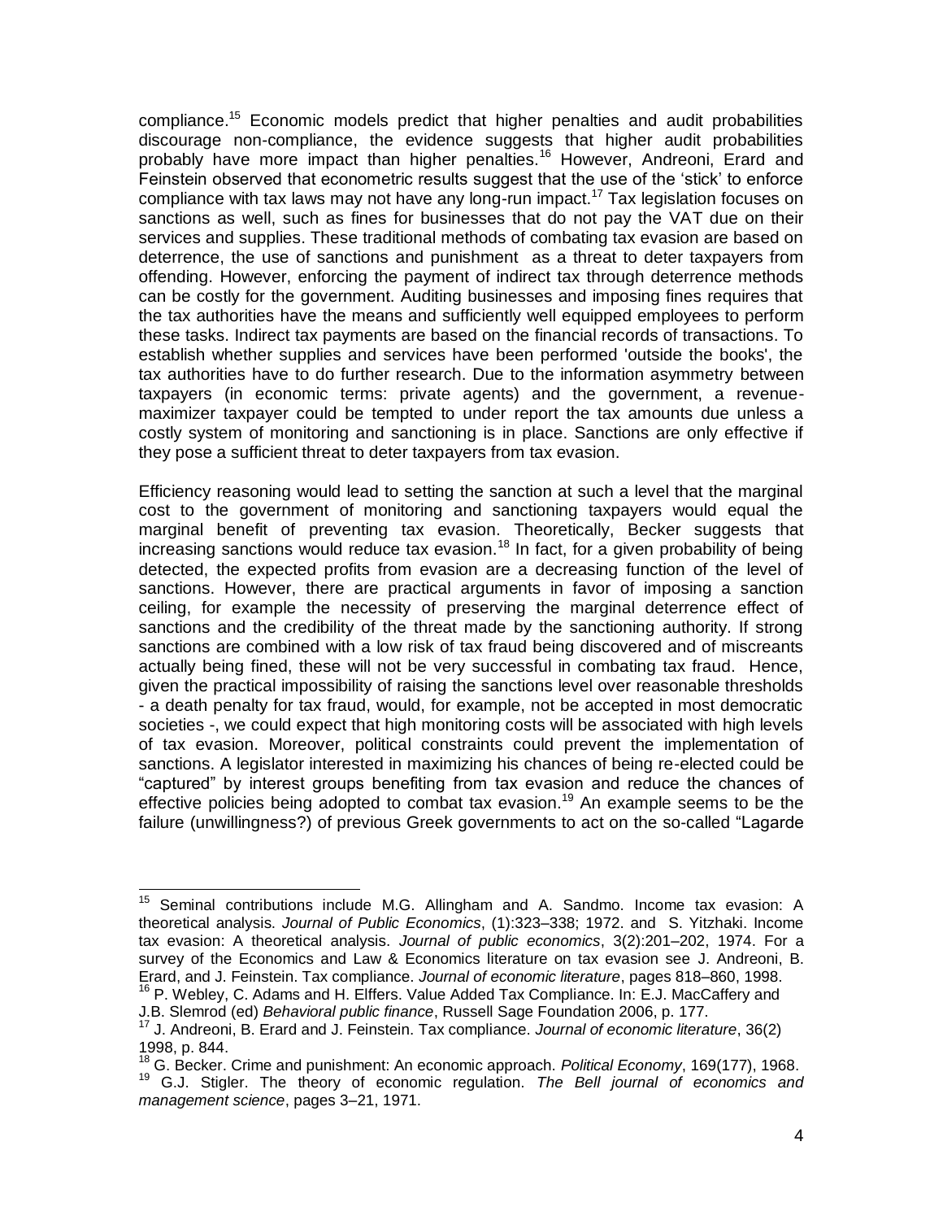compliance.[15] Economic models predict that higher penalties and audit probabilities discourage non-compliance, the evidence suggests that higher audit probabilities probably have more impact than higher penalties.[16] However, Andreoni, Erard and Feinstein observed that econometric results suggest that the use of the 'stick' to enforce compliance with tax laws may not have any long-run impact.[17] Tax legislation focuses on sanctions as well, such as fines for businesses that do not pay the VAT due on their services and supplies. These traditional methods of combating tax evasion are based on deterrence, the use of sanctions and punishment as a threat to deter taxpayers from offending. However, enforcing the payment of indirect tax through deterrence methods can be costly for the government. Auditing businesses and imposing fines requires that the tax authorities have the means and sufficiently well equipped employees to perform these tasks. Indirect tax payments are based on the financial records of transactions. To establish whether supplies and services have been performed 'outside the books', the tax authorities have to do further research. Due to the information asymmetry between taxpayers (in economic terms: private agents) and the government, a revenue-maximizer taxpayer could be tempted to under report the tax amounts due unless a costly system of monitoring and sanctioning is in place. Sanctions are only effective if they pose a sufficient threat to deter taxpayers from tax evasion.

Efficiency reasoning would lead to setting the sanction at such a level that the marginal cost to the government of monitoring and sanctioning taxpayers would equal the marginal benefit of preventing tax evasion. Theoretically, Becker suggests that increasing sanctions would reduce tax evasion.[18] In fact, for a given probability of being detected, the expected profits from evasion are a decreasing function of the level of sanctions. However, there are practical arguments in favor of imposing a sanction ceiling, for example the necessity of preserving the marginal deterrence effect of sanctions and the credibility of the threat made by the sanctioning authority. If strong sanctions are combined with a low risk of tax fraud being discovered and of miscreants actually being fined, these will not be very successful in combating tax fraud. Hence, given the practical impossibility of raising the sanctions level over reasonable thresholds - a death penalty for tax fraud, would, for example, not be accepted in most democratic societies -, we could expect that high monitoring costs will be associated with high levels of tax evasion. Moreover, political constraints could prevent the implementation of sanctions. A legislator interested in maximizing his chances of being re-elected could be "captured" by interest groups benefiting from tax evasion and reduce the chances of effective policies being adopted to combat tax evasion.[19] An example seems to be the failure (unwillingness?) of previous Greek governments to act on the so-called "Lagarde

---

[15] Seminal contributions include M.G. Allingham and A. Sandmo. Income tax evasion: A theoretical analysis. *Journal of Public Economics*, (1):323–338; 1972. and S. Yitzhaki. Income tax evasion: A theoretical analysis. *Journal of public economics*, 3(2):201–202, 1974. For a survey of the Economics and Law & Economics literature on tax evasion see J. Andreoni, B. Erard, and J. Feinstein. Tax compliance. *Journal of economic literature*, pages 818–860, 1998.

[16] P. Webley, C. Adams and H. Elffers. Value Added Tax Compliance. In: E.J. MacCaffery and J.B. Slemrod (ed) *Behavioral public finance*, Russell Sage Foundation 2006, p. 177.

[17] J. Andreoni, B. Erard and J. Feinstein. Tax compliance. *Journal of economic literature*, 36(2) 1998, p. 844.

[18] G. Becker. Crime and punishment: An economic approach. *Political Economy*, 169(177), 1968.

[19] G.J. Stigler. The theory of economic regulation. *The Bell journal of economics and management science*, pages 3–21, 1971.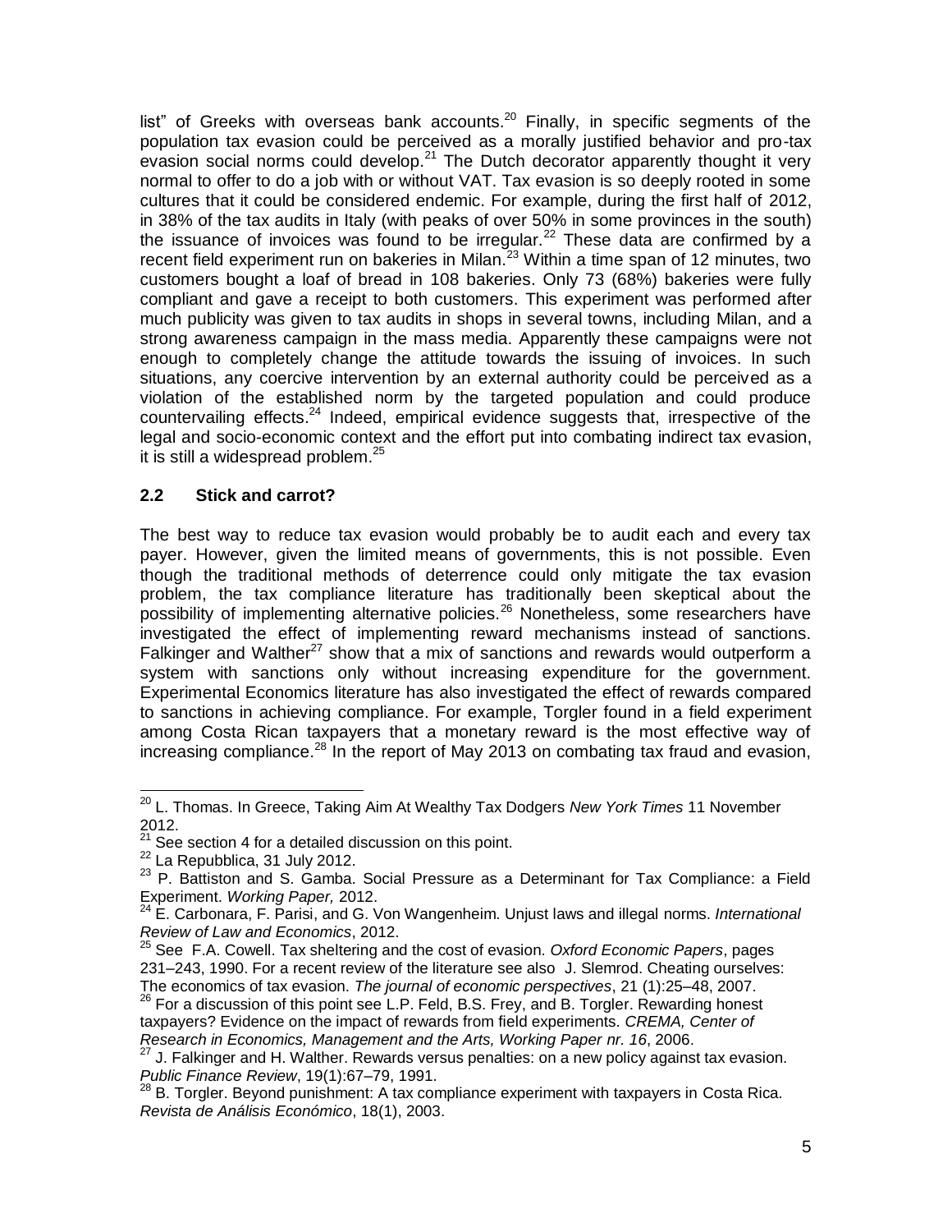list" of Greeks with overseas bank accounts.[20] Finally, in specific segments of the population tax evasion could be perceived as a morally justified behavior and pro-tax evasion social norms could develop.[21] The Dutch decorator apparently thought it very normal to offer to do a job with or without VAT. Tax evasion is so deeply rooted in some cultures that it could be considered endemic. For example, during the first half of 2012, in 38% of the tax audits in Italy (with peaks of over 50% in some provinces in the south) the issuance of invoices was found to be irregular.[22] These data are confirmed by a recent field experiment run on bakeries in Milan.[23] Within a time span of 12 minutes, two customers bought a loaf of bread in 108 bakeries. Only 73 (68%) bakeries were fully compliant and gave a receipt to both customers. This experiment was performed after much publicity was given to tax audits in shops in several towns, including Milan, and a strong awareness campaign in the mass media. Apparently these campaigns were not enough to completely change the attitude towards the issuing of invoices. In such situations, any coercive intervention by an external authority could be perceived as a violation of the established norm by the targeted population and could produce countervailing effects.[24] Indeed, empirical evidence suggests that, irrespective of the legal and socio-economic context and the effort put into combating indirect tax evasion, it is still a widespread problem.[25]

### 2.2 Stick and carrot?

The best way to reduce tax evasion would probably be to audit each and every tax payer. However, given the limited means of governments, this is not possible. Even though the traditional methods of deterrence could only mitigate the tax evasion problem, the tax compliance literature has traditionally been skeptical about the possibility of implementing alternative policies.[26] Nonetheless, some researchers have investigated the effect of implementing reward mechanisms instead of sanctions. Falkinger and Walther[27] show that a mix of sanctions and rewards would outperform a system with sanctions only without increasing expenditure for the government. Experimental Economics literature has also investigated the effect of rewards compared to sanctions in achieving compliance. For example, Torgler found in a field experiment among Costa Rican taxpayers that a monetary reward is the most effective way of increasing compliance.[28] In the report of May 2013 on combating tax fraud and evasion,

---

[20] L. Thomas. In Greece, Taking Aim At Wealthy Tax Dodgers *New York Times* 11 November 2012.

[21] See section 4 for a detailed discussion on this point.

[22] La Repubblica, 31 July 2012.

[23] P. Battiston and S. Gamba. Social Pressure as a Determinant for Tax Compliance: a Field Experiment. *Working Paper,* 2012.

[24] E. Carbonara, F. Parisi, and G. Von Wangenheim. Unjust laws and illegal norms. *International Review of Law and Economics*, 2012.

[25] See F.A. Cowell. Tax sheltering and the cost of evasion. *Oxford Economic Papers*, pages 231–243, 1990. For a recent review of the literature see also J. Slemrod. Cheating ourselves: The economics of tax evasion. *The journal of economic perspectives*, 21 (1):25–48, 2007.

[26] For a discussion of this point see L.P. Feld, B.S. Frey, and B. Torgler. Rewarding honest taxpayers? Evidence on the impact of rewards from field experiments. *CREMA, Center of Research in Economics, Management and the Arts, Working Paper nr. 16*, 2006.

[27] J. Falkinger and H. Walther. Rewards versus penalties: on a new policy against tax evasion. *Public Finance Review*, 19(1):67–79, 1991.

[28] B. Torgler. Beyond punishment: A tax compliance experiment with taxpayers in Costa Rica. *Revista de Análisis Económico*, 18(1), 2003.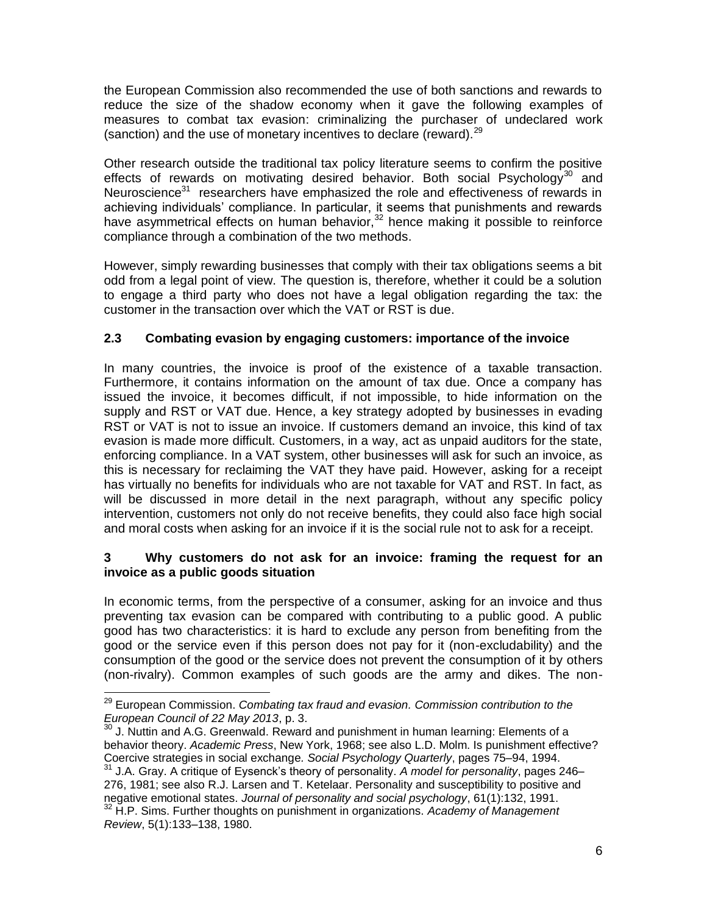the European Commission also recommended the use of both sanctions and rewards to reduce the size of the shadow economy when it gave the following examples of measures to combat tax evasion: criminalizing the purchaser of undeclared work (sanction) and the use of monetary incentives to declare (reward).[29]

Other research outside the traditional tax policy literature seems to confirm the positive effects of rewards on motivating desired behavior. Both social Psychology[30] and Neuroscience[31] researchers have emphasized the role and effectiveness of rewards in achieving individuals' compliance. In particular, it seems that punishments and rewards have asymmetrical effects on human behavior,[32] hence making it possible to reinforce compliance through a combination of the two methods.

However, simply rewarding businesses that comply with their tax obligations seems a bit odd from a legal point of view. The question is, therefore, whether it could be a solution to engage a third party who does not have a legal obligation regarding the tax: the customer in the transaction over which the VAT or RST is due.

### 2.3 Combating evasion by engaging customers: importance of the invoice

In many countries, the invoice is proof of the existence of a taxable transaction. Furthermore, it contains information on the amount of tax due. Once a company has issued the invoice, it becomes difficult, if not impossible, to hide information on the supply and RST or VAT due. Hence, a key strategy adopted by businesses in evading RST or VAT is not to issue an invoice. If customers demand an invoice, this kind of tax evasion is made more difficult. Customers, in a way, act as unpaid auditors for the state, enforcing compliance. In a VAT system, other businesses will ask for such an invoice, as this is necessary for reclaiming the VAT they have paid. However, asking for a receipt has virtually no benefits for individuals who are not taxable for VAT and RST. In fact, as will be discussed in more detail in the next paragraph, without any specific policy intervention, customers not only do not receive benefits, they could also face high social and moral costs when asking for an invoice if it is the social rule not to ask for a receipt.

## 3 Why customers do not ask for an invoice: framing the request for an invoice as a public goods situation

In economic terms, from the perspective of a consumer, asking for an invoice and thus preventing tax evasion can be compared with contributing to a public good. A public good has two characteristics: it is hard to exclude any person from benefiting from the good or the service even if this person does not pay for it (non-excludability) and the consumption of the good or the service does not prevent the consumption of it by others (non-rivalry). Common examples of such goods are the army and dikes. The non-

---

[29] European Commission. *Combating tax fraud and evasion. Commission contribution to the European Council of 22 May 2013*, p. 3.

[30] J. Nuttin and A.G. Greenwald. Reward and punishment in human learning: Elements of a behavior theory. *Academic Press*, New York, 1968; see also L.D. Molm. Is punishment effective? Coercive strategies in social exchange. *Social Psychology Quarterly*, pages 75–94, 1994.

[31] J.A. Gray. A critique of Eysenck's theory of personality. *A model for personality*, pages 246–276, 1981; see also R.J. Larsen and T. Ketelaar. Personality and susceptibility to positive and negative emotional states. *Journal of personality and social psychology*, 61(1):132, 1991.

[32] H.P. Sims. Further thoughts on punishment in organizations. *Academy of Management Review*, 5(1):133–138, 1980.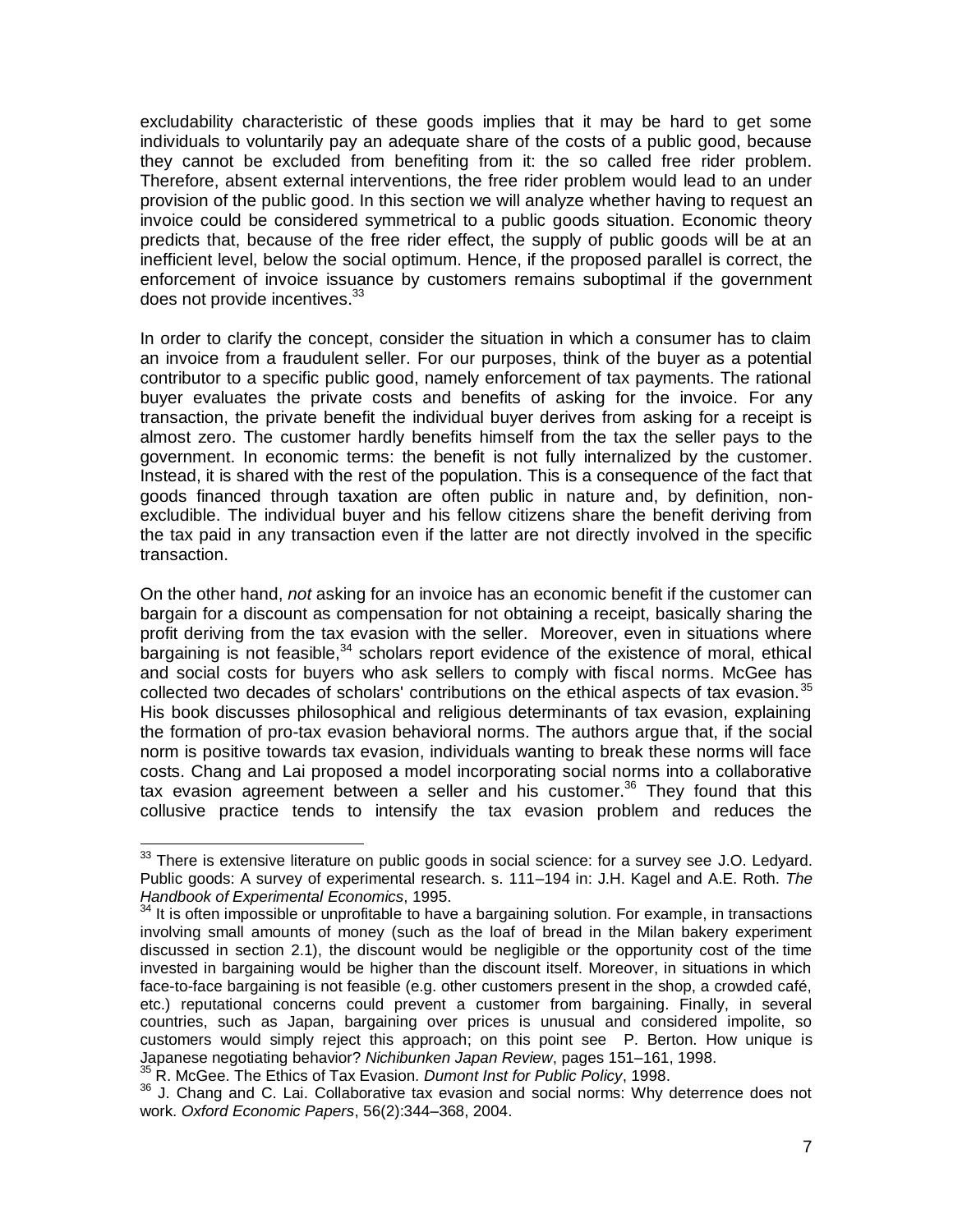excludability characteristic of these goods implies that it may be hard to get some individuals to voluntarily pay an adequate share of the costs of a public good, because they cannot be excluded from benefiting from it: the so called free rider problem. Therefore, absent external interventions, the free rider problem would lead to an under provision of the public good. In this section we will analyze whether having to request an invoice could be considered symmetrical to a public goods situation. Economic theory predicts that, because of the free rider effect, the supply of public goods will be at an inefficient level, below the social optimum. Hence, if the proposed parallel is correct, the enforcement of invoice issuance by customers remains suboptimal if the government does not provide incentives.[33]

In order to clarify the concept, consider the situation in which a consumer has to claim an invoice from a fraudulent seller. For our purposes, think of the buyer as a potential contributor to a specific public good, namely enforcement of tax payments. The rational buyer evaluates the private costs and benefits of asking for the invoice. For any transaction, the private benefit the individual buyer derives from asking for a receipt is almost zero. The customer hardly benefits himself from the tax the seller pays to the government. In economic terms: the benefit is not fully internalized by the customer. Instead, it is shared with the rest of the population. This is a consequence of the fact that goods financed through taxation are often public in nature and, by definition, non-excludible. The individual buyer and his fellow citizens share the benefit deriving from the tax paid in any transaction even if the latter are not directly involved in the specific transaction.

On the other hand, *not* asking for an invoice has an economic benefit if the customer can bargain for a discount as compensation for not obtaining a receipt, basically sharing the profit deriving from the tax evasion with the seller. Moreover, even in situations where bargaining is not feasible,[34] scholars report evidence of the existence of moral, ethical and social costs for buyers who ask sellers to comply with fiscal norms. McGee has collected two decades of scholars' contributions on the ethical aspects of tax evasion.[35] His book discusses philosophical and religious determinants of tax evasion, explaining the formation of pro-tax evasion behavioral norms. The authors argue that, if the social norm is positive towards tax evasion, individuals wanting to break these norms will face costs. Chang and Lai proposed a model incorporating social norms into a collaborative tax evasion agreement between a seller and his customer.[36] They found that this collusive practice tends to intensify the tax evasion problem and reduces the

---

[33] There is extensive literature on public goods in social science: for a survey see J.O. Ledyard. Public goods: A survey of experimental research. s. 111–194 in: J.H. Kagel and A.E. Roth. *The Handbook of Experimental Economics*, 1995.

[34] It is often impossible or unprofitable to have a bargaining solution. For example, in transactions involving small amounts of money (such as the loaf of bread in the Milan bakery experiment discussed in section 2.1), the discount would be negligible or the opportunity cost of the time invested in bargaining would be higher than the discount itself. Moreover, in situations in which face-to-face bargaining is not feasible (e.g. other customers present in the shop, a crowded café, etc.) reputational concerns could prevent a customer from bargaining. Finally, in several countries, such as Japan, bargaining over prices is unusual and considered impolite, so customers would simply reject this approach; on this point see P. Berton. How unique is Japanese negotiating behavior? *Nichibunken Japan Review*, pages 151–161, 1998.

[35] R. McGee. The Ethics of Tax Evasion. *Dumont Inst for Public Policy*, 1998.

[36] J. Chang and C. Lai. Collaborative tax evasion and social norms: Why deterrence does not work. *Oxford Economic Papers*, 56(2):344–368, 2004.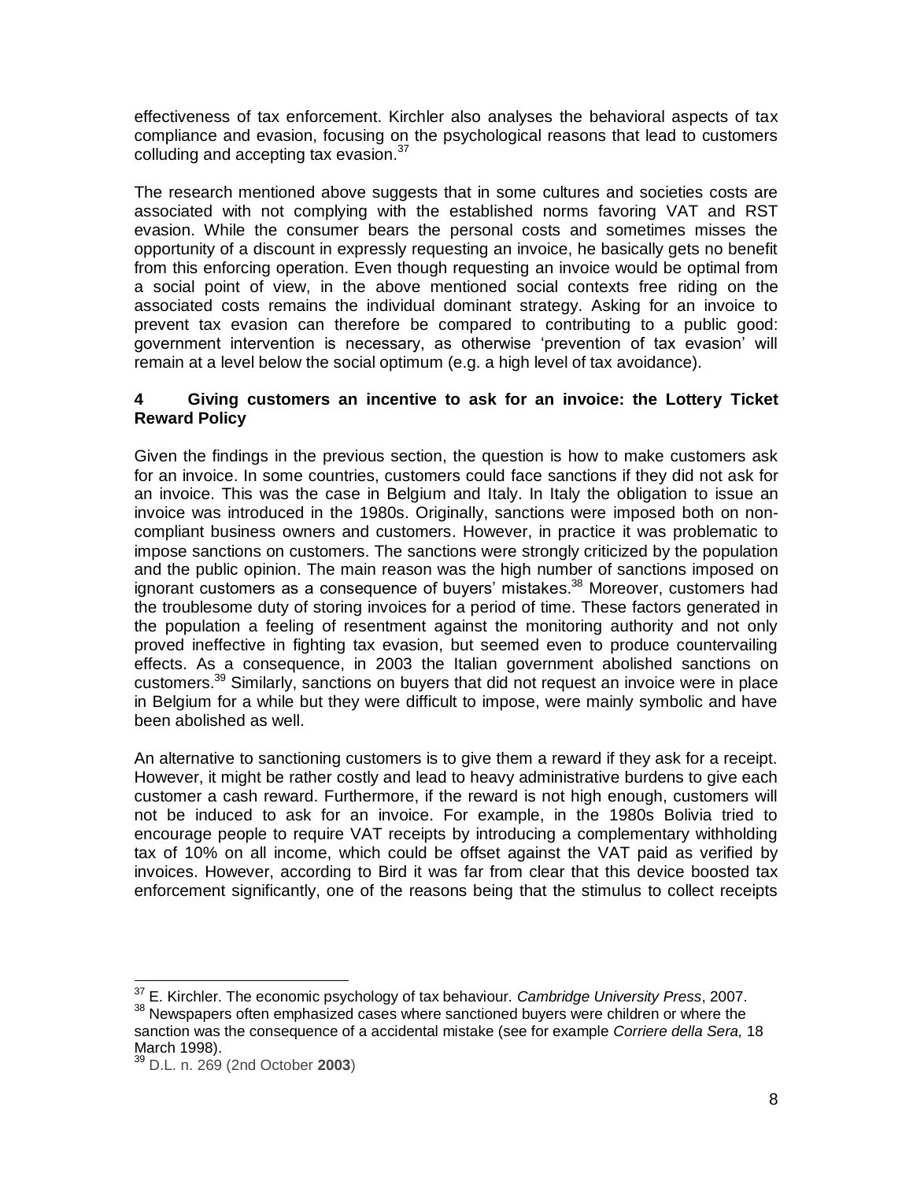effectiveness of tax enforcement. Kirchler also analyses the behavioral aspects of tax compliance and evasion, focusing on the psychological reasons that lead to customers colluding and accepting tax evasion.[37]

The research mentioned above suggests that in some cultures and societies costs are associated with not complying with the established norms favoring VAT and RST evasion. While the consumer bears the personal costs and sometimes misses the opportunity of a discount in expressly requesting an invoice, he basically gets no benefit from this enforcing operation. Even though requesting an invoice would be optimal from a social point of view, in the above mentioned social contexts free riding on the associated costs remains the individual dominant strategy. Asking for an invoice to prevent tax evasion can therefore be compared to contributing to a public good: government intervention is necessary, as otherwise 'prevention of tax evasion' will remain at a level below the social optimum (e.g. a high level of tax avoidance).

## 4 Giving customers an incentive to ask for an invoice: the Lottery Ticket Reward Policy

Given the findings in the previous section, the question is how to make customers ask for an invoice. In some countries, customers could face sanctions if they did not ask for an invoice. This was the case in Belgium and Italy. In Italy the obligation to issue an invoice was introduced in the 1980s. Originally, sanctions were imposed both on non-compliant business owners and customers. However, in practice it was problematic to impose sanctions on customers. The sanctions were strongly criticized by the population and the public opinion. The main reason was the high number of sanctions imposed on ignorant customers as a consequence of buyers' mistakes.[38] Moreover, customers had the troublesome duty of storing invoices for a period of time. These factors generated in the population a feeling of resentment against the monitoring authority and not only proved ineffective in fighting tax evasion, but seemed even to produce countervailing effects. As a consequence, in 2003 the Italian government abolished sanctions on customers.[39] Similarly, sanctions on buyers that did not request an invoice were in place in Belgium for a while but they were difficult to impose, were mainly symbolic and have been abolished as well.

An alternative to sanctioning customers is to give them a reward if they ask for a receipt. However, it might be rather costly and lead to heavy administrative burdens to give each customer a cash reward. Furthermore, if the reward is not high enough, customers will not be induced to ask for an invoice. For example, in the 1980s Bolivia tried to encourage people to require VAT receipts by introducing a complementary withholding tax of 10% on all income, which could be offset against the VAT paid as verified by invoices. However, according to Bird it was far from clear that this device boosted tax enforcement significantly, one of the reasons being that the stimulus to collect receipts

---

[37] E. Kirchler. The economic psychology of tax behaviour. *Cambridge University Press*, 2007.

[38] Newspapers often emphasized cases where sanctioned buyers were children or where the sanction was the consequence of a accidental mistake (see for example *Corriere della Sera,* 18 March 1998).

[39] D.L. n. 269 (2nd October **2003**)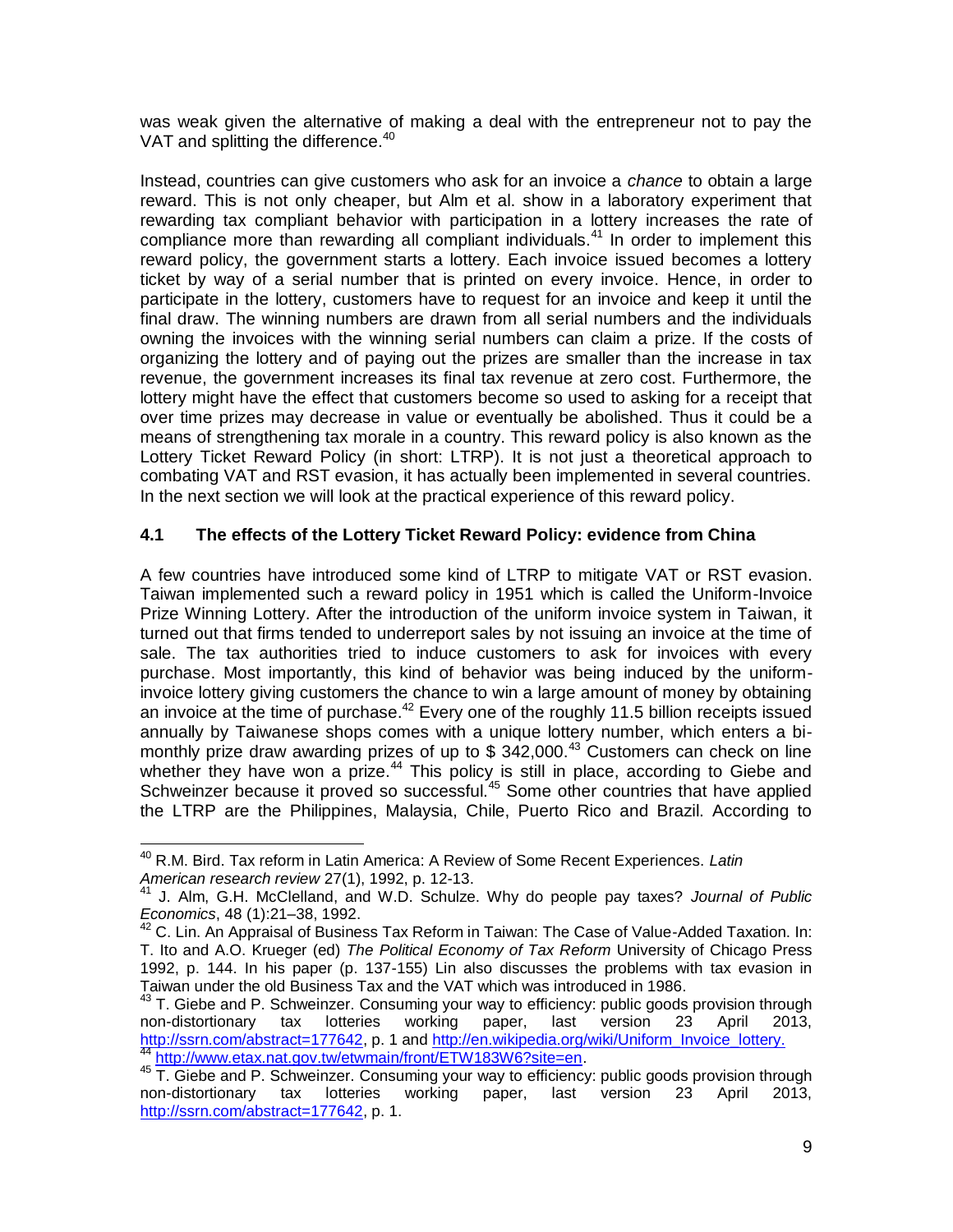was weak given the alternative of making a deal with the entrepreneur not to pay the VAT and splitting the difference.[40]

Instead, countries can give customers who ask for an invoice a *chance* to obtain a large reward. This is not only cheaper, but Alm et al. show in a laboratory experiment that rewarding tax compliant behavior with participation in a lottery increases the rate of compliance more than rewarding all compliant individuals.[41] In order to implement this reward policy, the government starts a lottery. Each invoice issued becomes a lottery ticket by way of a serial number that is printed on every invoice. Hence, in order to participate in the lottery, customers have to request for an invoice and keep it until the final draw. The winning numbers are drawn from all serial numbers and the individuals owning the invoices with the winning serial numbers can claim a prize. If the costs of organizing the lottery and of paying out the prizes are smaller than the increase in tax revenue, the government increases its final tax revenue at zero cost. Furthermore, the lottery might have the effect that customers become so used to asking for a receipt that over time prizes may decrease in value or eventually be abolished. Thus it could be a means of strengthening tax morale in a country. This reward policy is also known as the Lottery Ticket Reward Policy (in short: LTRP). It is not just a theoretical approach to combating VAT and RST evasion, it has actually been implemented in several countries. In the next section we will look at the practical experience of this reward policy.

### 4.1 The effects of the Lottery Ticket Reward Policy: evidence from China

A few countries have introduced some kind of LTRP to mitigate VAT or RST evasion. Taiwan implemented such a reward policy in 1951 which is called the Uniform-Invoice Prize Winning Lottery. After the introduction of the uniform invoice system in Taiwan, it turned out that firms tended to underreport sales by not issuing an invoice at the time of sale. The tax authorities tried to induce customers to ask for invoices with every purchase. Most importantly, this kind of behavior was being induced by the uniform-invoice lottery giving customers the chance to win a large amount of money by obtaining an invoice at the time of purchase.[42] Every one of the roughly 11.5 billion receipts issued annually by Taiwanese shops comes with a unique lottery number, which enters a bi-monthly prize draw awarding prizes of up to $ 342,000.[43] Customers can check on line whether they have won a prize.[44] This policy is still in place, according to Giebe and Schweinzer because it proved so successful.[45] Some other countries that have applied the LTRP are the Philippines, Malaysia, Chile, Puerto Rico and Brazil. According to

---

[40] R.M. Bird. Tax reform in Latin America: A Review of Some Recent Experiences. *Latin American research review* 27(1), 1992, p. 12-13.

[41] J. Alm, G.H. McClelland, and W.D. Schulze. Why do people pay taxes? *Journal of Public Economics*, 48 (1):21–38, 1992.

[42] C. Lin. An Appraisal of Business Tax Reform in Taiwan: The Case of Value-Added Taxation. In: T. Ito and A.O. Krueger (ed) *The Political Economy of Tax Reform* University of Chicago Press 1992, p. 144. In his paper (p. 137-155) Lin also discusses the problems with tax evasion in Taiwan under the old Business Tax and the VAT which was introduced in 1986.

[43] T. Giebe and P. Schweinzer. Consuming your way to efficiency: public goods provision through non-distortionary tax lotteries working paper, last version 23 April 2013, http://ssrn.com/abstract=177642, p. 1 and http://en.wikipedia.org/wiki/Uniform_Invoice_lottery.

[44] http://www.etax.nat.gov.tw/etwmain/front/ETW183W6?site=en.

[45] T. Giebe and P. Schweinzer. Consuming your way to efficiency: public goods provision through non-distortionary tax lotteries working paper, last version 23 April 2013, http://ssrn.com/abstract=177642, p. 1.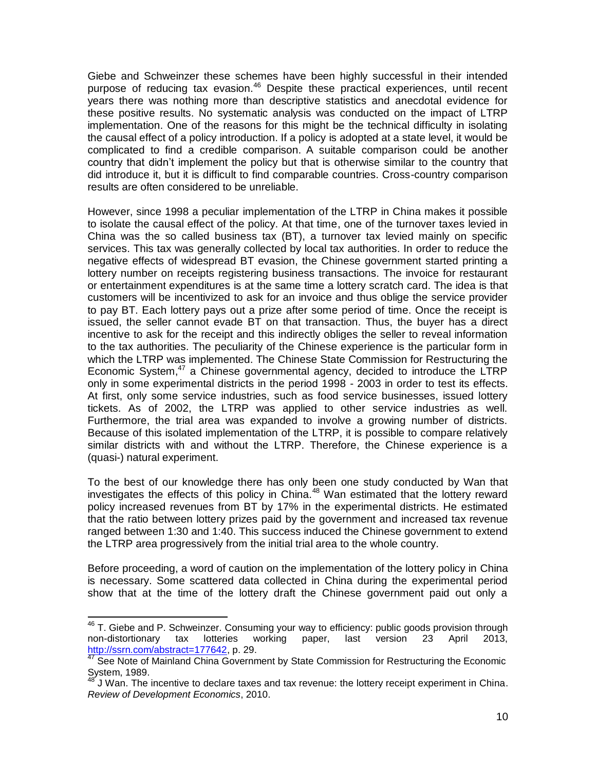Giebe and Schweinzer these schemes have been highly successful in their intended purpose of reducing tax evasion.[46] Despite these practical experiences, until recent years there was nothing more than descriptive statistics and anecdotal evidence for these positive results. No systematic analysis was conducted on the impact of LTRP implementation. One of the reasons for this might be the technical difficulty in isolating the causal effect of a policy introduction. If a policy is adopted at a state level, it would be complicated to find a credible comparison. A suitable comparison could be another country that didn't implement the policy but that is otherwise similar to the country that did introduce it, but it is difficult to find comparable countries. Cross-country comparison results are often considered to be unreliable.

However, since 1998 a peculiar implementation of the LTRP in China makes it possible to isolate the causal effect of the policy. At that time, one of the turnover taxes levied in China was the so called business tax (BT), a turnover tax levied mainly on specific services. This tax was generally collected by local tax authorities. In order to reduce the negative effects of widespread BT evasion, the Chinese government started printing a lottery number on receipts registering business transactions. The invoice for restaurant or entertainment expenditures is at the same time a lottery scratch card. The idea is that customers will be incentivized to ask for an invoice and thus oblige the service provider to pay BT. Each lottery pays out a prize after some period of time. Once the receipt is issued, the seller cannot evade BT on that transaction. Thus, the buyer has a direct incentive to ask for the receipt and this indirectly obliges the seller to reveal information to the tax authorities. The peculiarity of the Chinese experience is the particular form in which the LTRP was implemented. The Chinese State Commission for Restructuring the Economic System,[47] a Chinese governmental agency, decided to introduce the LTRP only in some experimental districts in the period 1998 - 2003 in order to test its effects. At first, only some service industries, such as food service businesses, issued lottery tickets. As of 2002, the LTRP was applied to involve other service industries as well. Furthermore, the trial area was expanded to involve a growing number of districts. Because of this isolated implementation of the LTRP, it is possible to compare relatively similar districts with and without the LTRP. Therefore, the Chinese experience is a (quasi-) natural experiment.

To the best of our knowledge there has only been one study conducted by Wan that investigates the effects of this policy in China.[48] Wan estimated that the lottery reward policy increased revenues from BT by 17% in the experimental districts. He estimated that the ratio between lottery prizes paid by the government and increased tax revenue ranged between 1:30 and 1:40. This success induced the Chinese government to extend the LTRP area progressively from the initial trial area to the whole country.

Before proceeding, a word of caution on the implementation of the lottery policy in China is necessary. Some scattered data collected in China during the experimental period show that at the time of the lottery draft the Chinese government paid out only a

---

[46] T. Giebe and P. Schweinzer. Consuming your way to efficiency: public goods provision through non-distortionary tax lotteries working paper, last version 23 April 2013, http://ssrn.com/abstract=177642, p. 29.

[47] See Note of Mainland China Government by State Commission for Restructuring the Economic System, 1989.

[48] J Wan. The incentive to declare taxes and tax revenue: the lottery receipt experiment in China. *Review of Development Economics*, 2010.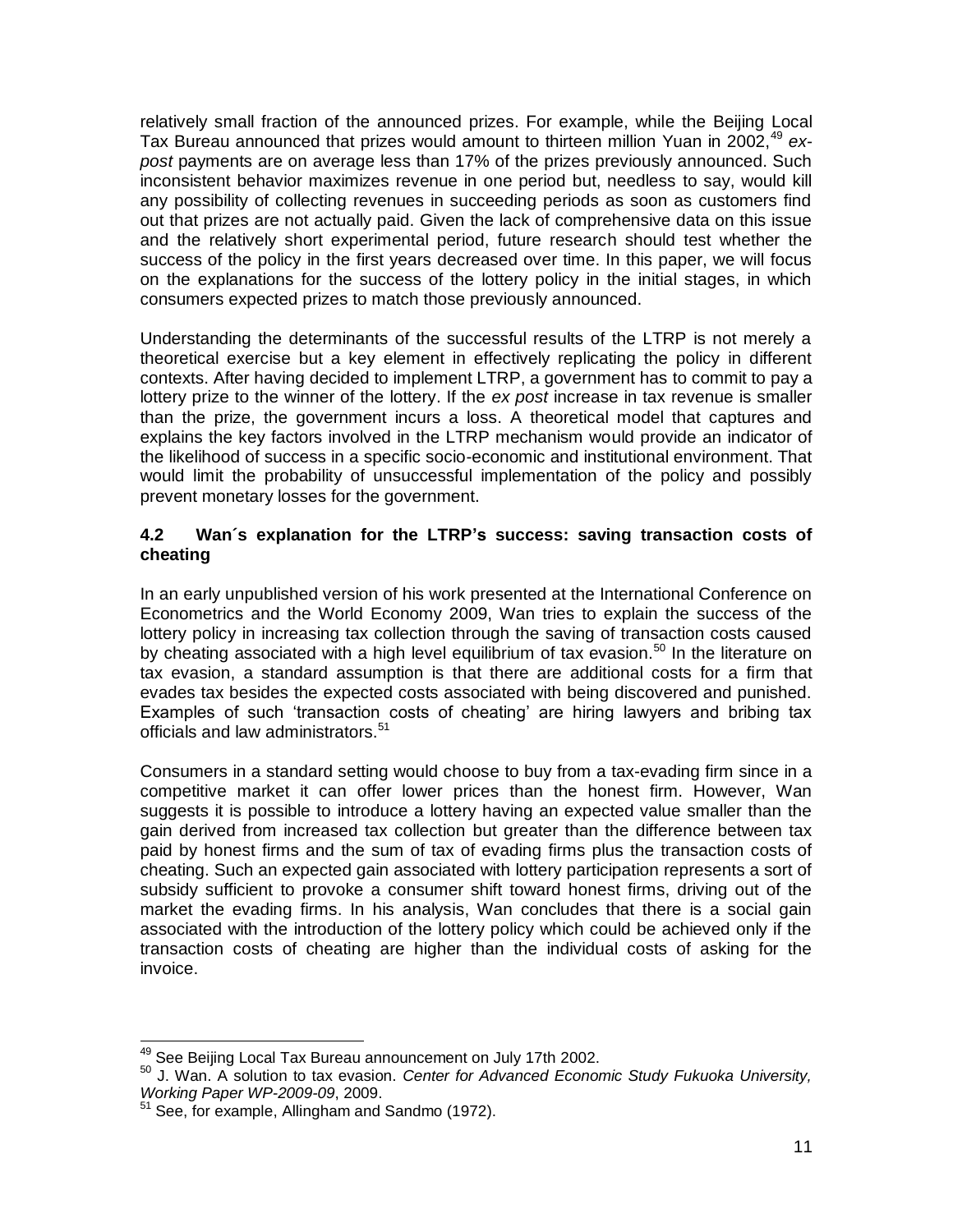relatively small fraction of the announced prizes. For example, while the Beijing Local Tax Bureau announced that prizes would amount to thirteen million Yuan in 2002,[49] *ex-post* payments are on average less than 17% of the prizes previously announced. Such inconsistent behavior maximizes revenue in one period but, needless to say, would kill any possibility of collecting revenues in succeeding periods as soon as customers find out that prizes are not actually paid. Given the lack of comprehensive data on this issue and the relatively short experimental period, future research should test whether the success of the policy in the first years decreased over time. In this paper, we will focus on the explanations for the success of the lottery policy in the initial stages, in which consumers expected prizes to match those previously announced.

Understanding the determinants of the successful results of the LTRP is not merely a theoretical exercise but a key element in effectively replicating the policy in different contexts. After having decided to implement LTRP, a government has to commit to pay a lottery prize to the winner of the lottery. If the *ex post* increase in tax revenue is smaller than the prize, the government incurs a loss. A theoretical model that captures and explains the key factors involved in the LTRP mechanism would provide an indicator of the likelihood of success in a specific socio-economic and institutional environment. That would limit the probability of unsuccessful implementation of the policy and possibly prevent monetary losses for the government.

### 4.2 Wan´s explanation for the LTRP's success: saving transaction costs of cheating

In an early unpublished version of his work presented at the International Conference on Econometrics and the World Economy 2009, Wan tries to explain the success of the lottery policy in increasing tax collection through the saving of transaction costs caused by cheating associated with a high level equilibrium of tax evasion.[50] In the literature on tax evasion, a standard assumption is that there are additional costs for a firm that evades tax besides the expected costs associated with being discovered and punished. Examples of such 'transaction costs of cheating' are hiring lawyers and bribing tax officials and law administrators.[51]

Consumers in a standard setting would choose to buy from a tax-evading firm since in a competitive market it can offer lower prices than the honest firm. However, Wan suggests it is possible to introduce a lottery having an expected value smaller than the gain derived from increased tax collection but greater than the difference between tax paid by honest firms and the sum of tax of evading firms plus the transaction costs of cheating. Such an expected gain associated with lottery participation represents a sort of subsidy sufficient to provoke a consumer shift toward honest firms, driving out of the market the evading firms. In his analysis, Wan concludes that there is a social gain associated with the introduction of the lottery policy which could be achieved only if the transaction costs of cheating are higher than the individual costs of asking for the invoice.

---

[49] See Beijing Local Tax Bureau announcement on July 17th 2002.

[50] J. Wan. A solution to tax evasion. *Center for Advanced Economic Study Fukuoka University, Working Paper WP-2009-09*, 2009.

[51] See, for example, Allingham and Sandmo (1972).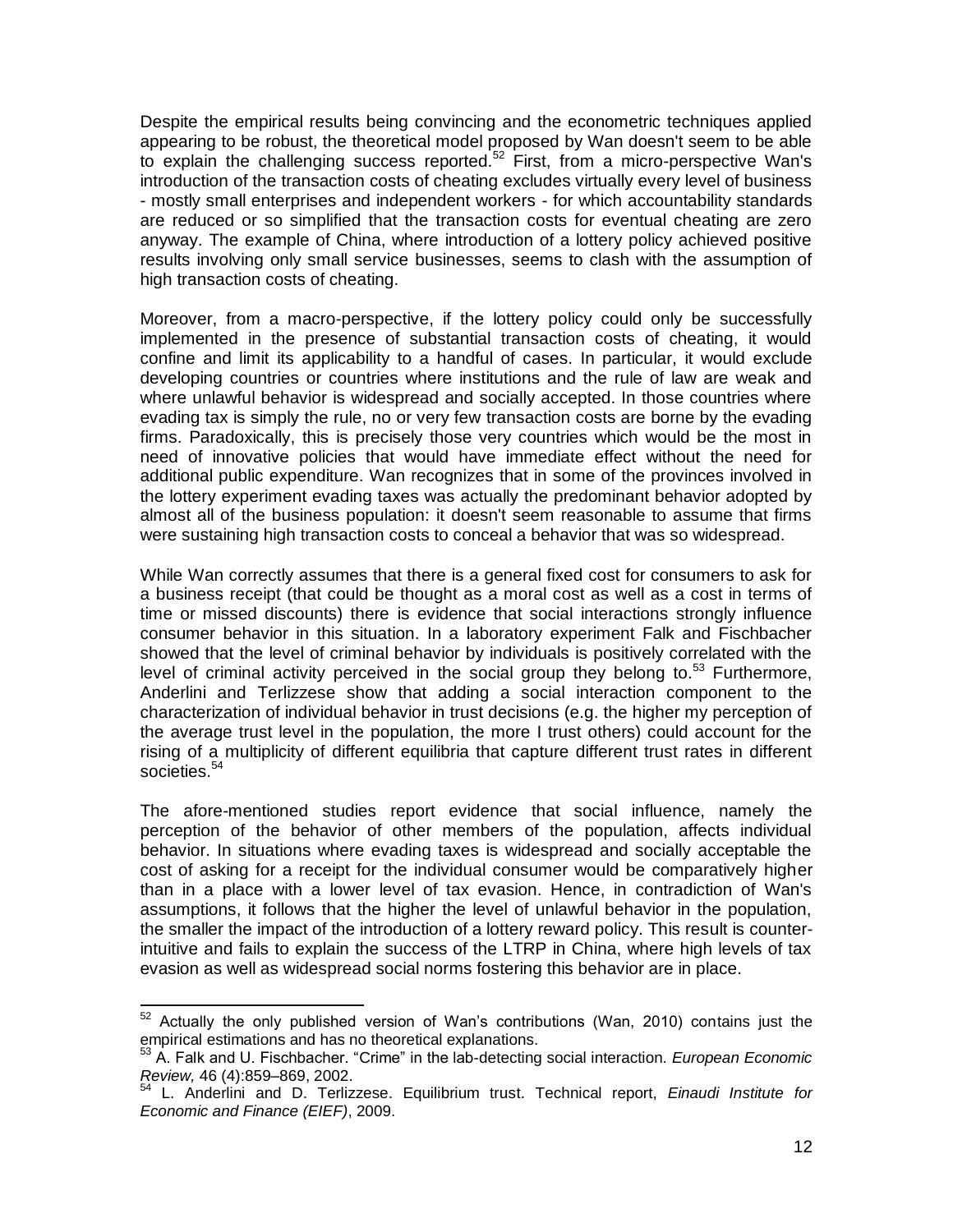Despite the empirical results being convincing and the econometric techniques applied appearing to be robust, the theoretical model proposed by Wan doesn't seem to be able to explain the challenging success reported.[52] First, from a micro-perspective Wan's introduction of the transaction costs of cheating excludes virtually every level of business - mostly small enterprises and independent workers - for which accountability standards are reduced or so simplified that the transaction costs for eventual cheating are zero anyway. The example of China, where introduction of a lottery policy achieved positive results involving only small service businesses, seems to clash with the assumption of high transaction costs of cheating.

Moreover, from a macro-perspective, if the lottery policy could only be successfully implemented in the presence of substantial transaction costs of cheating, it would confine and limit its applicability to a handful of cases. In particular, it would exclude developing countries or countries where institutions and the rule of law are weak and where unlawful behavior is widespread and socially accepted. In those countries where evading tax is simply the rule, no or very few transaction costs are borne by the evading firms. Paradoxically, this is precisely those very countries which would be the most in need of innovative policies that would have immediate effect without the need for additional public expenditure. Wan recognizes that in some of the provinces involved in the lottery experiment evading taxes was actually the predominant behavior adopted by almost all of the business population: it doesn't seem reasonable to assume that firms were sustaining high transaction costs to conceal a behavior that was so widespread.

While Wan correctly assumes that there is a general fixed cost for consumers to ask for a business receipt (that could be thought as a moral cost as well as a cost in terms of time or missed discounts) there is evidence that social interactions strongly influence consumer behavior in this situation. In a laboratory experiment Falk and Fischbacher showed that the level of criminal behavior by individuals is positively correlated with the level of criminal activity perceived in the social group they belong to.[53] Furthermore, Anderlini and Terlizzese show that adding a social interaction component to the characterization of individual behavior in trust decisions (e.g. the higher my perception of the average trust level in the population, the more I trust others) could account for the rising of a multiplicity of different equilibria that capture different trust rates in different societies.[54]

The afore-mentioned studies report evidence that social influence, namely the perception of the behavior of other members of the population, affects individual behavior. In situations where evading taxes is widespread and socially acceptable the cost of asking for a receipt for the individual consumer would be comparatively higher than in a place with a lower level of tax evasion. Hence, in contradiction of Wan's assumptions, it follows that the higher the level of unlawful behavior in the population, the smaller the impact of the introduction of a lottery reward policy. This result is counter-intuitive and fails to explain the success of the LTRP in China, where high levels of tax evasion as well as widespread social norms fostering this behavior are in place.

---

[52] Actually the only published version of Wan's contributions (Wan, 2010) contains just the empirical estimations and has no theoretical explanations.

[53] A. Falk and U. Fischbacher. "Crime" in the lab-detecting social interaction. *European Economic Review,* 46 (4):859–869, 2002.

[54] L. Anderlini and D. Terlizzese. Equilibrium trust. Technical report, *Einaudi Institute for Economic and Finance (EIEF)*, 2009.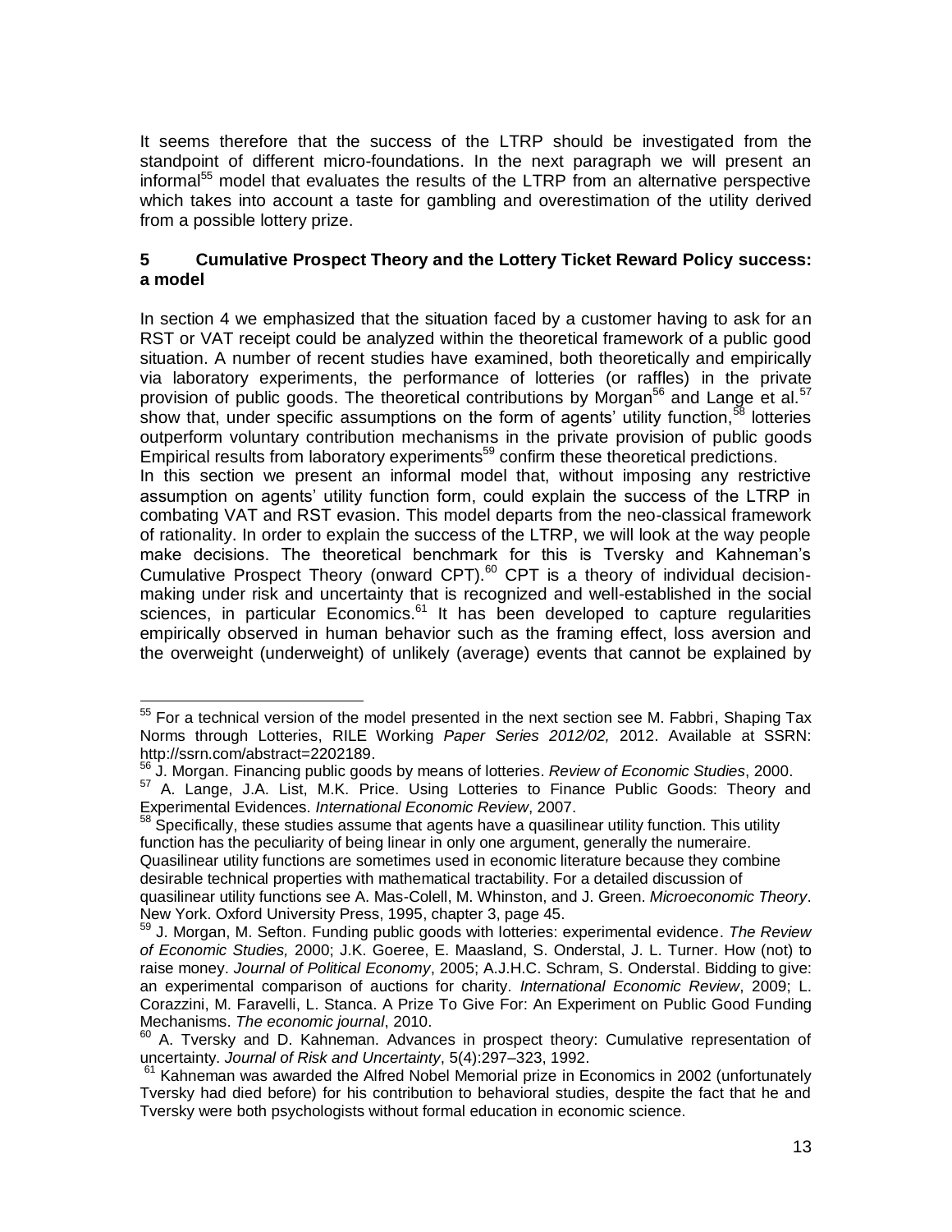It seems therefore that the success of the LTRP should be investigated from the standpoint of different micro-foundations. In the next paragraph we will present an informal[55] model that evaluates the results of the LTRP from an alternative perspective which takes into account a taste for gambling and overestimation of the utility derived from a possible lottery prize.

## 5 Cumulative Prospect Theory and the Lottery Ticket Reward Policy success: a model

In section 4 we emphasized that the situation faced by a customer having to ask for an RST or VAT receipt could be analyzed within the theoretical framework of a public good situation. A number of recent studies have examined, both theoretically and empirically via laboratory experiments, the performance of lotteries (or raffles) in the private provision of public goods. The theoretical contributions by Morgan[56] and Lange et al.[57] show that, under specific assumptions on the form of agents' utility function,[58] lotteries outperform voluntary contribution mechanisms in the private provision of public goods Empirical results from laboratory experiments[59] confirm these theoretical predictions.

In this section we present an informal model that, without imposing any restrictive assumption on agents' utility function form, could explain the success of the LTRP in combating VAT and RST evasion. This model departs from the neo-classical framework of rationality. In order to explain the success of the LTRP, we will look at the way people make decisions. The theoretical benchmark for this is Tversky and Kahneman's Cumulative Prospect Theory (onward CPT).[60] CPT is a theory of individual decision-making under risk and uncertainty that is recognized and well-established in the social sciences, in particular Economics.[61] It has been developed to capture regularities empirically observed in human behavior such as the framing effect, loss aversion and the overweight (underweight) of unlikely (average) events that cannot be explained by

---

[55] For a technical version of the model presented in the next section see M. Fabbri, Shaping Tax Norms through Lotteries, RILE Working *Paper Series 2012/02,* 2012. Available at SSRN: http://ssrn.com/abstract=2202189.

[56] J. Morgan. Financing public goods by means of lotteries. *Review of Economic Studies*, 2000.

[57] A. Lange, J.A. List, M.K. Price. Using Lotteries to Finance Public Goods: Theory and Experimental Evidences. *International Economic Review*, 2007.

[58] Specifically, these studies assume that agents have a quasilinear utility function. This utility function has the peculiarity of being linear in only one argument, generally the numeraire. Quasilinear utility functions are sometimes used in economic literature because they combine desirable technical properties with mathematical tractability. For a detailed discussion of quasilinear utility functions see A. Mas-Colell, M. Whinston, and J. Green. *Microeconomic Theory*. New York. Oxford University Press, 1995, chapter 3, page 45.

[59] J. Morgan, M. Sefton. Funding public goods with lotteries: experimental evidence. *The Review of Economic Studies,* 2000; J.K. Goeree, E. Maasland, S. Onderstal, J. L. Turner. How (not) to raise money. *Journal of Political Economy*, 2005; A.J.H.C. Schram, S. Onderstal. Bidding to give: an experimental comparison of auctions for charity. *International Economic Review*, 2009; L. Corazzini, M. Faravelli, L. Stanca. A Prize To Give For: An Experiment on Public Good Funding Mechanisms. *The economic journal*, 2010.

[60] A. Tversky and D. Kahneman. Advances in prospect theory: Cumulative representation of uncertainty. *Journal of Risk and Uncertainty*, 5(4):297–323, 1992.

[61] Kahneman was awarded the Alfred Nobel Memorial prize in Economics in 2002 (unfortunately Tversky had died before) for his contribution to behavioral studies, despite the fact that he and Tversky were both psychologists without formal education in economic science.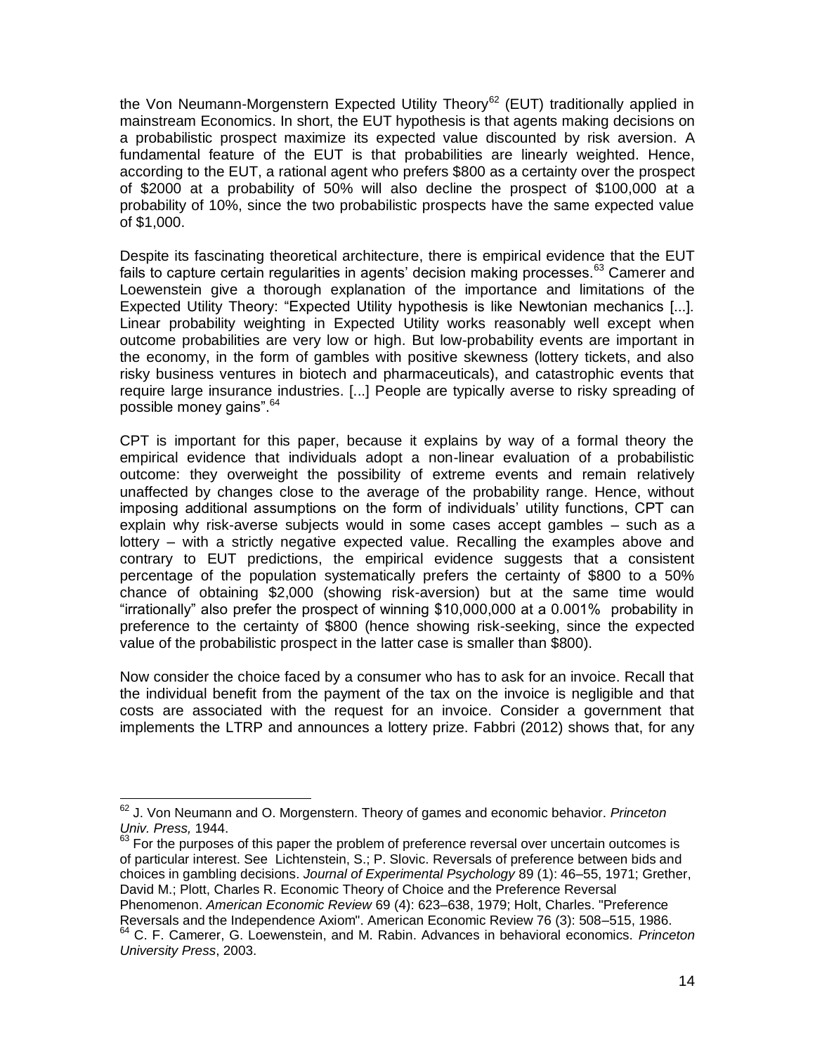the Von Neumann-Morgenstern Expected Utility Theory[62] (EUT) traditionally applied in mainstream Economics. In short, the EUT hypothesis is that agents making decisions on a probabilistic prospect maximize its expected value discounted by risk aversion. A fundamental feature of the EUT is that probabilities are linearly weighted. Hence, according to the EUT, a rational agent who prefers $800 as a certainty over the prospect of $2000 at a probability of 50% will also decline the prospect of $100,000 at a probability of 10%, since the two probabilistic prospects have the same expected value of $1,000.

Despite its fascinating theoretical architecture, there is empirical evidence that the EUT fails to capture certain regularities in agents' decision making processes.[63] Camerer and Loewenstein give a thorough explanation of the importance and limitations of the Expected Utility Theory: "Expected Utility hypothesis is like Newtonian mechanics [...]. Linear probability weighting in Expected Utility works reasonably well except when outcome probabilities are very low or high. But low-probability events are important in the economy, in the form of gambles with positive skewness (lottery tickets, and also risky business ventures in biotech and pharmaceuticals), and catastrophic events that require large insurance industries. [...] People are typically averse to risky spreading of possible money gains".[64]

CPT is important for this paper, because it explains by way of a formal theory the empirical evidence that individuals adopt a non-linear evaluation of a probabilistic outcome: they overweight the possibility of extreme events and remain relatively unaffected by changes close to the average of the probability range. Hence, without imposing additional assumptions on the form of individuals' utility functions, CPT can explain why risk-averse subjects would in some cases accept gambles – such as a lottery – with a strictly negative expected value. Recalling the examples above and contrary to EUT predictions, the empirical evidence suggests that a consistent percentage of the population systematically prefers the certainty of $800 to a 50% chance of obtaining $2,000 (showing risk-aversion) but at the same time would "irrationally" also prefer the prospect of winning $10,000,000 at a 0.001% probability in preference to the certainty of $800 (hence showing risk-seeking, since the expected value of the probabilistic prospect in the latter case is smaller than $800).

Now consider the choice faced by a consumer who has to ask for an invoice. Recall that the individual benefit from the payment of the tax on the invoice is negligible and that costs are associated with the request for an invoice. Consider a government that implements the LTRP and announces a lottery prize. Fabbri (2012) shows that, for any

---

[62] J. Von Neumann and O. Morgenstern. Theory of games and economic behavior. *Princeton Univ. Press,* 1944.

[63] For the purposes of this paper the problem of preference reversal over uncertain outcomes is of particular interest. See Lichtenstein, S.; P. Slovic. Reversals of preference between bids and choices in gambling decisions. *Journal of Experimental Psychology* 89 (1): 46–55, 1971; Grether, David M.; Plott, Charles R. Economic Theory of Choice and the Preference Reversal Phenomenon. *American Economic Review* 69 (4): 623–638, 1979; Holt, Charles. "Preference Reversals and the Independence Axiom". American Economic Review 76 (3): 508–515, 1986.

[64] C. F. Camerer, G. Loewenstein, and M. Rabin. Advances in behavioral economics. *Princeton University Press*, 2003.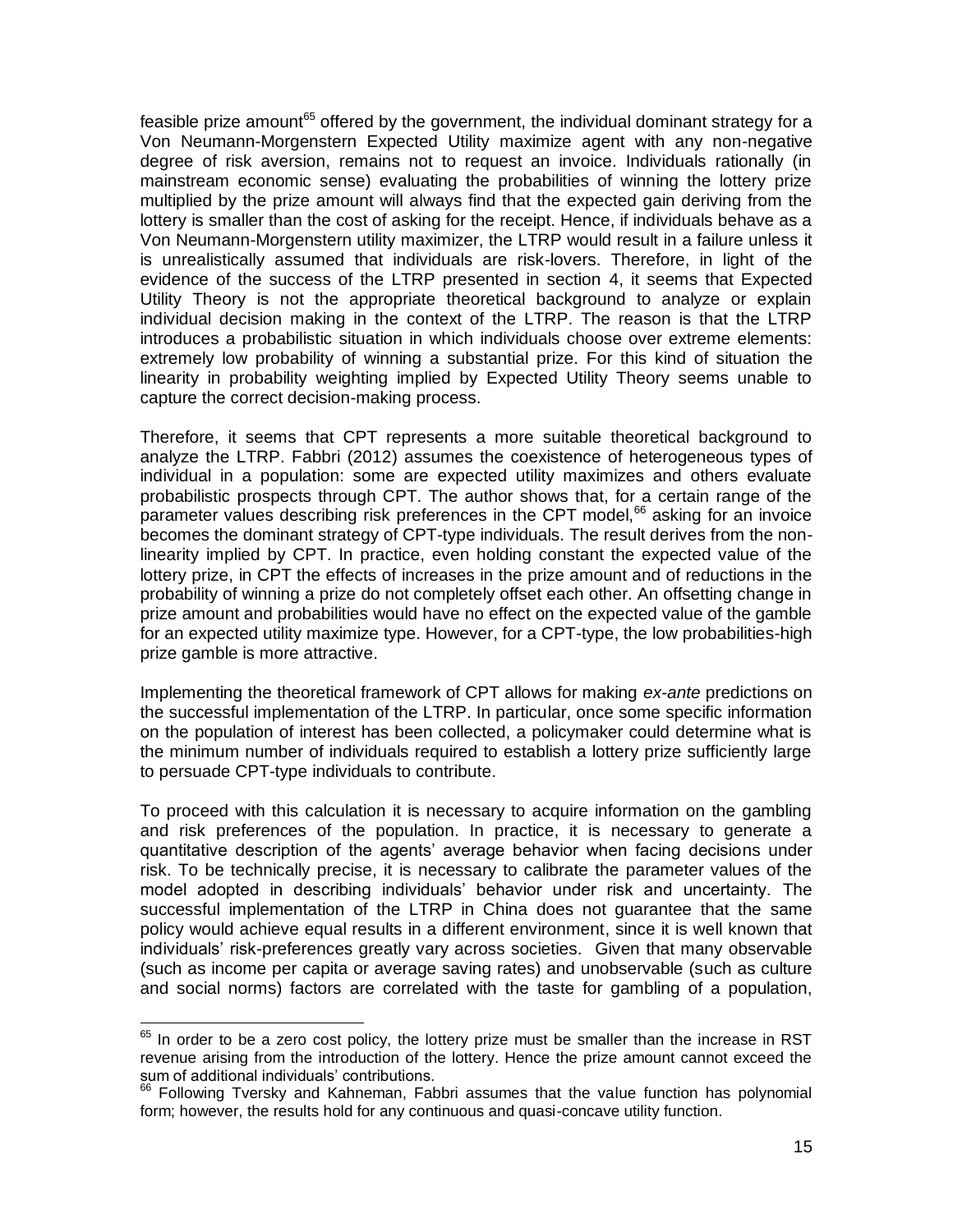feasible prize amount[65] offered by the government, the individual dominant strategy for a Von Neumann-Morgenstern Expected Utility maximize agent with any non-negative degree of risk aversion, remains not to request an invoice. Individuals rationally (in mainstream economic sense) evaluating the probabilities of winning the lottery prize multiplied by the prize amount will always find that the expected gain deriving from the lottery is smaller than the cost of asking for the receipt. Hence, if individuals behave as a Von Neumann-Morgenstern utility maximizer, the LTRP would result in a failure unless it is unrealistically assumed that individuals are risk-lovers. Therefore, in light of the evidence of the success of the LTRP presented in section 4, it seems that Expected Utility Theory is not the appropriate theoretical background to analyze or explain individual decision making in the context of the LTRP. The reason is that the LTRP introduces a probabilistic situation in which individuals choose over extreme elements: extremely low probability of winning a substantial prize. For this kind of situation the linearity in probability weighting implied by Expected Utility Theory seems unable to capture the correct decision-making process.

Therefore, it seems that CPT represents a more suitable theoretical background to analyze the LTRP. Fabbri (2012) assumes the coexistence of heterogeneous types of individual in a population: some are expected utility maximizes and others evaluate probabilistic prospects through CPT. The author shows that, for a certain range of the parameter values describing risk preferences in the CPT model,[66] asking for an invoice becomes the dominant strategy of CPT-type individuals. The result derives from the non-linearity implied by CPT. In practice, even holding constant the expected value of the lottery prize, in CPT the effects of increases in the prize amount and of reductions in the probability of winning a prize do not completely offset each other. An offsetting change in prize amount and probabilities would have no effect on the expected value of the gamble for an expected utility maximize type. However, for a CPT-type, the low probabilities-high prize gamble is more attractive.

Implementing the theoretical framework of CPT allows for making *ex-ante* predictions on the successful implementation of the LTRP. In particular, once some specific information on the population of interest has been collected, a policymaker could determine what is the minimum number of individuals required to establish a lottery prize sufficiently large to persuade CPT-type individuals to contribute.

To proceed with this calculation it is necessary to acquire information on the gambling and risk preferences of the population. In practice, it is necessary to generate a quantitative description of the agents' average behavior when facing decisions under risk. To be technically precise, it is necessary to calibrate the parameter values of the model adopted in describing individuals' behavior under risk and uncertainty. The successful implementation of the LTRP in China does not guarantee that the same policy would achieve equal results in a different environment, since it is well known that individuals' risk-preferences greatly vary across societies. Given that many observable (such as income per capita or average saving rates) and unobservable (such as culture and social norms) factors are correlated with the taste for gambling of a population,

[65] In order to be a zero cost policy, the lottery prize must be smaller than the increase in RST revenue arising from the introduction of the lottery. Hence the prize amount cannot exceed the sum of additional individuals' contributions.

[66] Following Tversky and Kahneman, Fabbri assumes that the value function has polynomial form; however, the results hold for any continuous and quasi-concave utility function.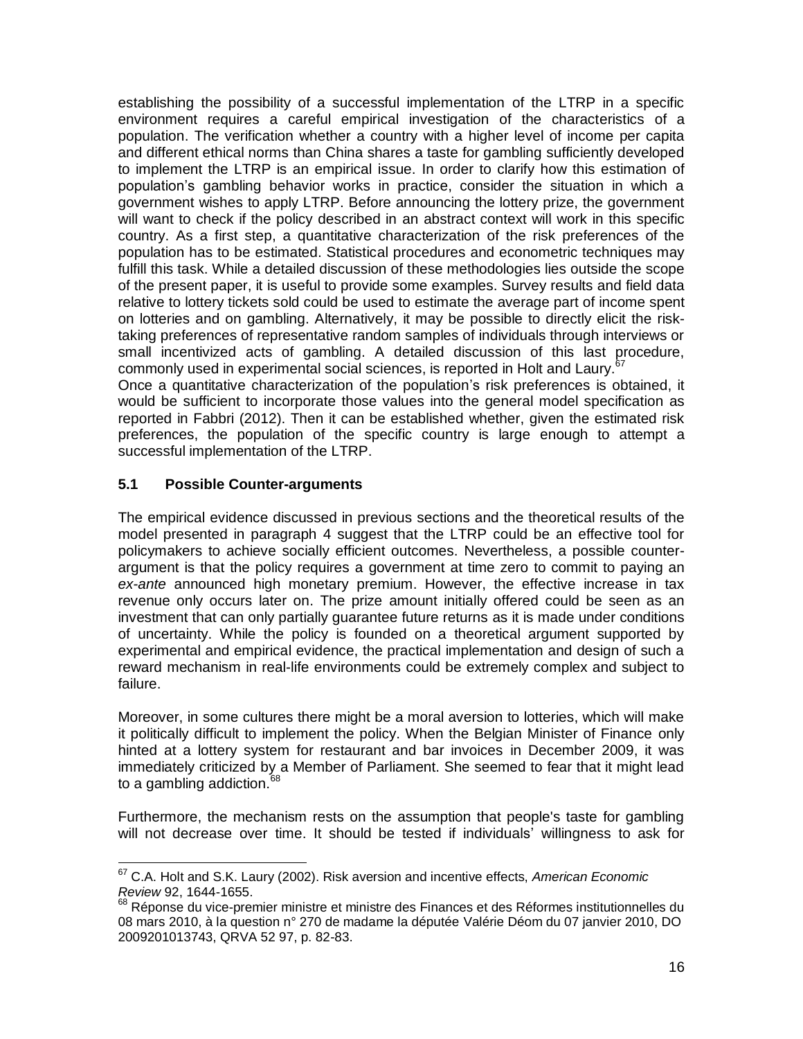establishing the possibility of a successful implementation of the LTRP in a specific environment requires a careful empirical investigation of the characteristics of a population. The verification whether a country with a higher level of income per capita and different ethical norms than China shares a taste for gambling sufficiently developed to implement the LTRP is an empirical issue. In order to clarify how this estimation of population's gambling behavior works in practice, consider the situation in which a government wishes to apply LTRP. Before announcing the lottery prize, the government will want to check if the policy described in an abstract context will work in this specific country. As a first step, a quantitative characterization of the risk preferences of the population has to be estimated. Statistical procedures and econometric techniques may fulfill this task. While a detailed discussion of these methodologies lies outside the scope of the present paper, it is useful to provide some examples. Survey results and field data relative to lottery tickets sold could be used to estimate the average part of income spent on lotteries and on gambling. Alternatively, it may be possible to directly elicit the risk-taking preferences of representative random samples of individuals through interviews or small incentivized acts of gambling. A detailed discussion of this last procedure, commonly used in experimental social sciences, is reported in Holt and Laury.[67]

Once a quantitative characterization of the population's risk preferences is obtained, it would be sufficient to incorporate those values into the general model specification as reported in Fabbri (2012). Then it can be established whether, given the estimated risk preferences, the population of the specific country is large enough to attempt a successful implementation of the LTRP.

### 5.1 Possible Counter-arguments

The empirical evidence discussed in previous sections and the theoretical results of the model presented in paragraph 4 suggest that the LTRP could be an effective tool for policymakers to achieve socially efficient outcomes. Nevertheless, a possible counter-argument is that the policy requires a government at time zero to commit to paying an *ex-ante* announced high monetary premium. However, the effective increase in tax revenue only occurs later on. The prize amount initially offered could be seen as an investment that can only partially guarantee future returns as it is made under conditions of uncertainty. While the policy is founded on a theoretical argument supported by experimental and empirical evidence, the practical implementation and design of such a reward mechanism in real-life environments could be extremely complex and subject to failure.

Moreover, in some cultures there might be a moral aversion to lotteries, which will make it politically difficult to implement the policy. When the Belgian Minister of Finance only hinted at a lottery system for restaurant and bar invoices in December 2009, it was immediately criticized by a Member of Parliament. She seemed to fear that it might lead to a gambling addiction.[68]

Furthermore, the mechanism rests on the assumption that people's taste for gambling will not decrease over time. It should be tested if individuals' willingness to ask for

---

[67] C.A. Holt and S.K. Laury (2002). Risk aversion and incentive effects, *American Economic Review* 92, 1644-1655.

[68] Réponse du vice-premier ministre et ministre des Finances et des Réformes institutionnelles du 08 mars 2010, à la question n° 270 de madame la députée Valérie Déom du 07 janvier 2010, DO 2009201013743, QRVA 52 97, p. 82-83.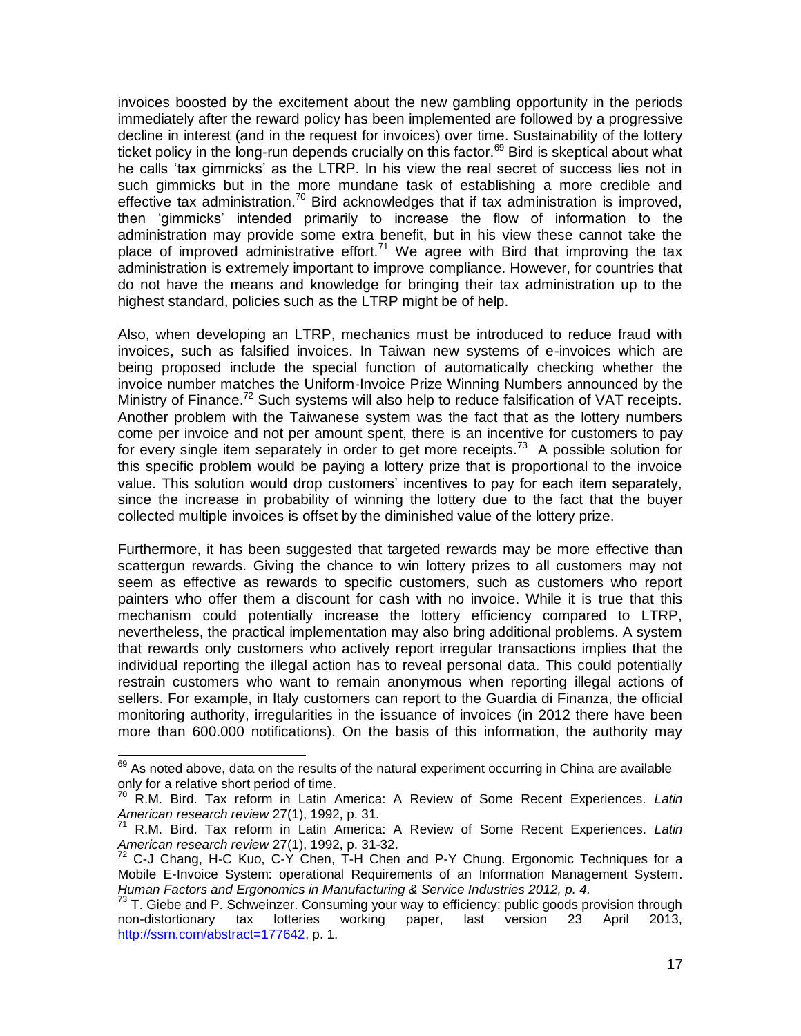invoices boosted by the excitement about the new gambling opportunity in the periods immediately after the reward policy has been implemented are followed by a progressive decline in interest (and in the request for invoices) over time. Sustainability of the lottery ticket policy in the long-run depends crucially on this factor.[69] Bird is skeptical about what he calls 'tax gimmicks' as the LTRP. In his view the real secret of success lies not in such gimmicks but in the more mundane task of establishing a more credible and effective tax administration.[70] Bird acknowledges that if tax administration is improved, then 'gimmicks' intended primarily to increase the flow of information to the administration may provide some extra benefit, but in his view these cannot take the place of improved administrative effort.[71] We agree with Bird that improving the tax administration is extremely important to improve compliance. However, for countries that do not have the means and knowledge for bringing their tax administration up to the highest standard, policies such as the LTRP might be of help.

Also, when developing an LTRP, mechanics must be introduced to reduce fraud with invoices, such as falsified invoices. In Taiwan new systems of e-invoices which are being proposed include the special function of automatically checking whether the invoice number matches the Uniform-Invoice Prize Winning Numbers announced by the Ministry of Finance.[72] Such systems will also help to reduce falsification of VAT receipts. Another problem with the Taiwanese system was the fact that as the lottery numbers come per invoice and not per amount spent, there is an incentive for customers to pay for every single item separately in order to get more receipts.[73] A possible solution for this specific problem would be paying a lottery prize that is proportional to the invoice value. This solution would drop customers' incentives to pay for each item separately, since the increase in probability of winning the lottery due to the fact that the buyer collected multiple invoices is offset by the diminished value of the lottery prize.

Furthermore, it has been suggested that targeted rewards may be more effective than scattergun rewards. Giving the chance to win lottery prizes to all customers may not seem as effective as rewards to specific customers, such as customers who report painters who offer them a discount for cash with no invoice. While it is true that this mechanism could potentially increase the lottery efficiency compared to LTRP, nevertheless, the practical implementation may also bring additional problems. A system that rewards only customers who actively report irregular transactions implies that the individual reporting the illegal action has to reveal personal data. This could potentially restrain customers who want to remain anonymous when reporting illegal actions of sellers. For example, in Italy customers can report to the Guardia di Finanza, the official monitoring authority, irregularities in the issuance of invoices (in 2012 there have been more than 600.000 notifications). On the basis of this information, the authority may

---

[69] As noted above, data on the results of the natural experiment occurring in China are available only for a relative short period of time.

[70] R.M. Bird. Tax reform in Latin America: A Review of Some Recent Experiences. *Latin American research review* 27(1), 1992, p. 31.

[71] R.M. Bird. Tax reform in Latin America: A Review of Some Recent Experiences. *Latin American research review* 27(1), 1992, p. 31-32.

[72] C-J Chang, H-C Kuo, C-Y Chen, T-H Chen and P-Y Chung. Ergonomic Techniques for a Mobile E-Invoice System: operational Requirements of an Information Management System. *Human Factors and Ergonomics in Manufacturing & Service Industries 2012, p. 4.*

[73] T. Giebe and P. Schweinzer. Consuming your way to efficiency: public goods provision through non-distortionary tax lotteries working paper, last version 23 April 2013, http://ssrn.com/abstract=177642, p. 1.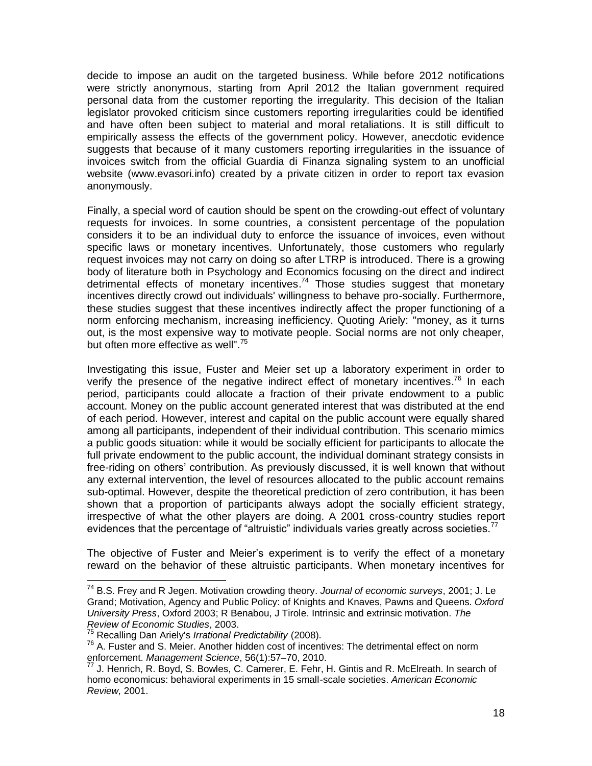decide to impose an audit on the targeted business. While before 2012 notifications were strictly anonymous, starting from April 2012 the Italian government required personal data from the customer reporting the irregularity. This decision of the Italian legislator provoked criticism since customers reporting irregularities could be identified and have often been subject to material and moral retaliations. It is still difficult to empirically assess the effects of the government policy. However, anecdotic evidence suggests that because of it many customers reporting irregularities in the issuance of invoices switch from the official Guardia di Finanza signaling system to an unofficial website (www.evasori.info) created by a private citizen in order to report tax evasion anonymously.

Finally, a special word of caution should be spent on the crowding-out effect of voluntary requests for invoices. In some countries, a consistent percentage of the population considers it to be an individual duty to enforce the issuance of invoices, even without specific laws or monetary incentives. Unfortunately, those customers who regularly request invoices may not carry on doing so after LTRP is introduced. There is a growing body of literature both in Psychology and Economics focusing on the direct and indirect detrimental effects of monetary incentives.[74] Those studies suggest that monetary incentives directly crowd out individuals' willingness to behave pro-socially. Furthermore, these studies suggest that these incentives indirectly affect the proper functioning of a norm enforcing mechanism, increasing inefficiency. Quoting Ariely: "money, as it turns out, is the most expensive way to motivate people. Social norms are not only cheaper, but often more effective as well".[75]

Investigating this issue, Fuster and Meier set up a laboratory experiment in order to verify the presence of the negative indirect effect of monetary incentives.[76] In each period, participants could allocate a fraction of their private endowment to a public account. Money on the public account generated interest that was distributed at the end of each period. However, interest and capital on the public account were equally shared among all participants, independent of their individual contribution. This scenario mimics a public goods situation: while it would be socially efficient for participants to allocate the full private endowment to the public account, the individual dominant strategy consists in free-riding on others' contribution. As previously discussed, it is well known that without any external intervention, the level of resources allocated to the public account remains sub-optimal. However, despite the theoretical prediction of zero contribution, it has been shown that a proportion of participants always adopt the socially efficient strategy, irrespective of what the other players are doing. A 2001 cross-country studies report evidences that the percentage of "altruistic" individuals varies greatly across societies.[77]

The objective of Fuster and Meier's experiment is to verify the effect of a monetary reward on the behavior of these altruistic participants. When monetary incentives for

---

[74] B.S. Frey and R Jegen. Motivation crowding theory. *Journal of economic surveys*, 2001; J. Le Grand; Motivation, Agency and Public Policy: of Knights and Knaves, Pawns and Queens. *Oxford University Press*, Oxford 2003; R Benabou, J Tirole. Intrinsic and extrinsic motivation. *The Review of Economic Studies*, 2003.

[75] Recalling Dan Ariely's *Irrational Predictability* (2008).

[76] A. Fuster and S. Meier. Another hidden cost of incentives: The detrimental effect on norm enforcement. *Management Science*, 56(1):57–70, 2010.

[77] J. Henrich, R. Boyd, S. Bowles, C. Camerer, E. Fehr, H. Gintis and R. McElreath. In search of homo economicus: behavioral experiments in 15 small-scale societies. *American Economic Review,* 2001.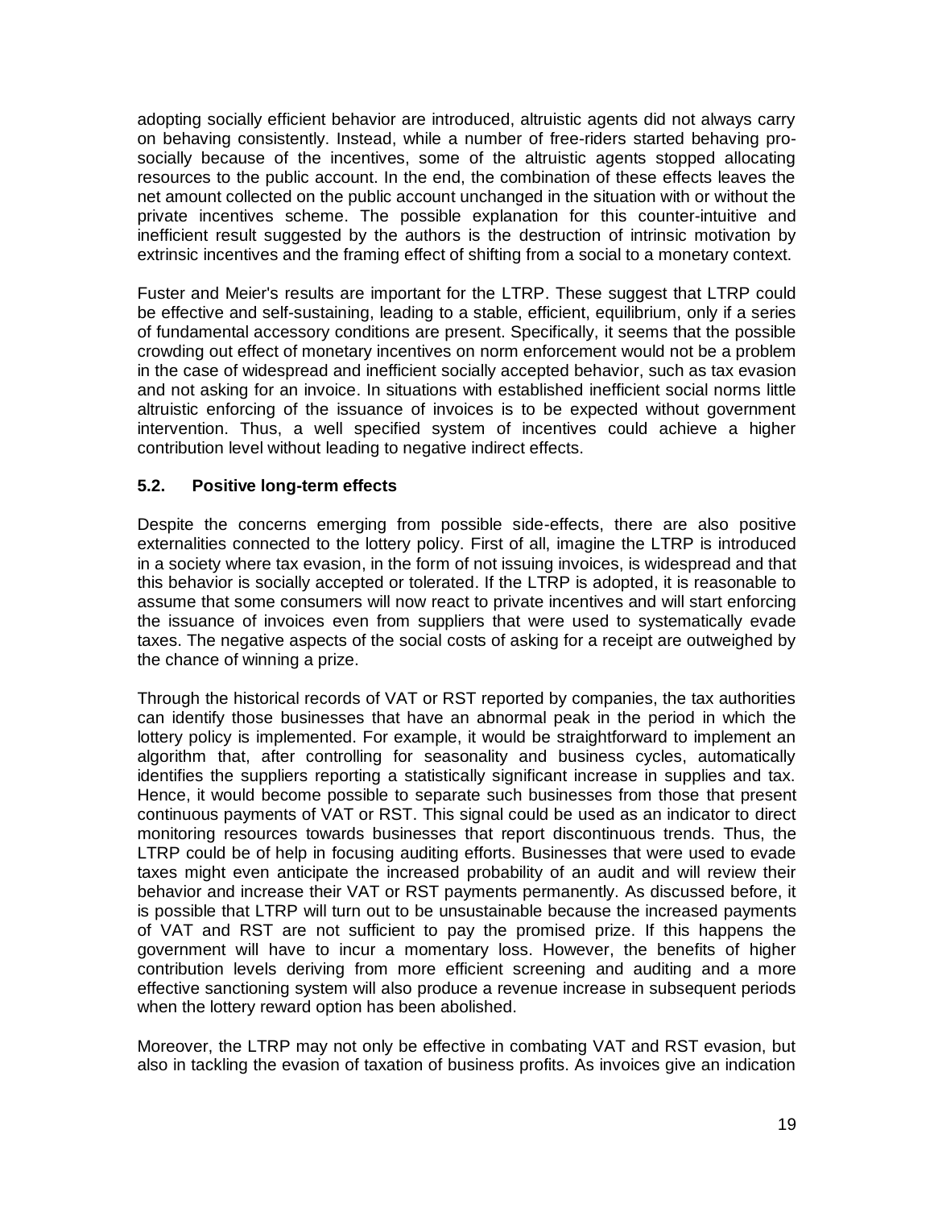adopting socially efficient behavior are introduced, altruistic agents did not always carry on behaving consistently. Instead, while a number of free-riders started behaving pro-socially because of the incentives, some of the altruistic agents stopped allocating resources to the public account. In the end, the combination of these effects leaves the net amount collected on the public account unchanged in the situation with or without the private incentives scheme. The possible explanation for this counter-intuitive and inefficient result suggested by the authors is the destruction of intrinsic motivation by extrinsic incentives and the framing effect of shifting from a social to a monetary context.

Fuster and Meier's results are important for the LTRP. These suggest that LTRP could be effective and self-sustaining, leading to a stable, efficient, equilibrium, only if a series of fundamental accessory conditions are present. Specifically, it seems that the possible crowding out effect of monetary incentives on norm enforcement would not be a problem in the case of widespread and inefficient socially accepted behavior, such as tax evasion and not asking for an invoice. In situations with established inefficient social norms little altruistic enforcing of the issuance of invoices is to be expected without government intervention. Thus, a well specified system of incentives could achieve a higher contribution level without leading to negative indirect effects.

### 5.2. Positive long-term effects

Despite the concerns emerging from possible side-effects, there are also positive externalities connected to the lottery policy. First of all, imagine the LTRP is introduced in a society where tax evasion, in the form of not issuing invoices, is widespread and that this behavior is socially accepted or tolerated. If the LTRP is adopted, it is reasonable to assume that some consumers will now react to private incentives and will start enforcing the issuance of invoices even from suppliers that were used to systematically evade taxes. The negative aspects of the social costs of asking for a receipt are outweighed by the chance of winning a prize.

Through the historical records of VAT or RST reported by companies, the tax authorities can identify those businesses that have an abnormal peak in the period in which the lottery policy is implemented. For example, it would be straightforward to implement an algorithm that, after controlling for seasonality and business cycles, automatically identifies the suppliers reporting a statistically significant increase in supplies and tax. Hence, it would become possible to separate such businesses from those that present continuous payments of VAT or RST. This signal could be used as an indicator to direct monitoring resources towards businesses that report discontinuous trends. Thus, the LTRP could be of help in focusing auditing efforts. Businesses that were used to evade taxes might even anticipate the increased probability of an audit and will review their behavior and increase their VAT or RST payments permanently. As discussed before, it is possible that LTRP will turn out to be unsustainable because the increased payments of VAT and RST are not sufficient to pay the promised prize. If this happens the government will have to incur a momentary loss. However, the benefits of higher contribution levels deriving from more efficient screening and auditing and a more effective sanctioning system will also produce a revenue increase in subsequent periods when the lottery reward option has been abolished.

Moreover, the LTRP may not only be effective in combating VAT and RST evasion, but also in tackling the evasion of taxation of business profits. As invoices give an indication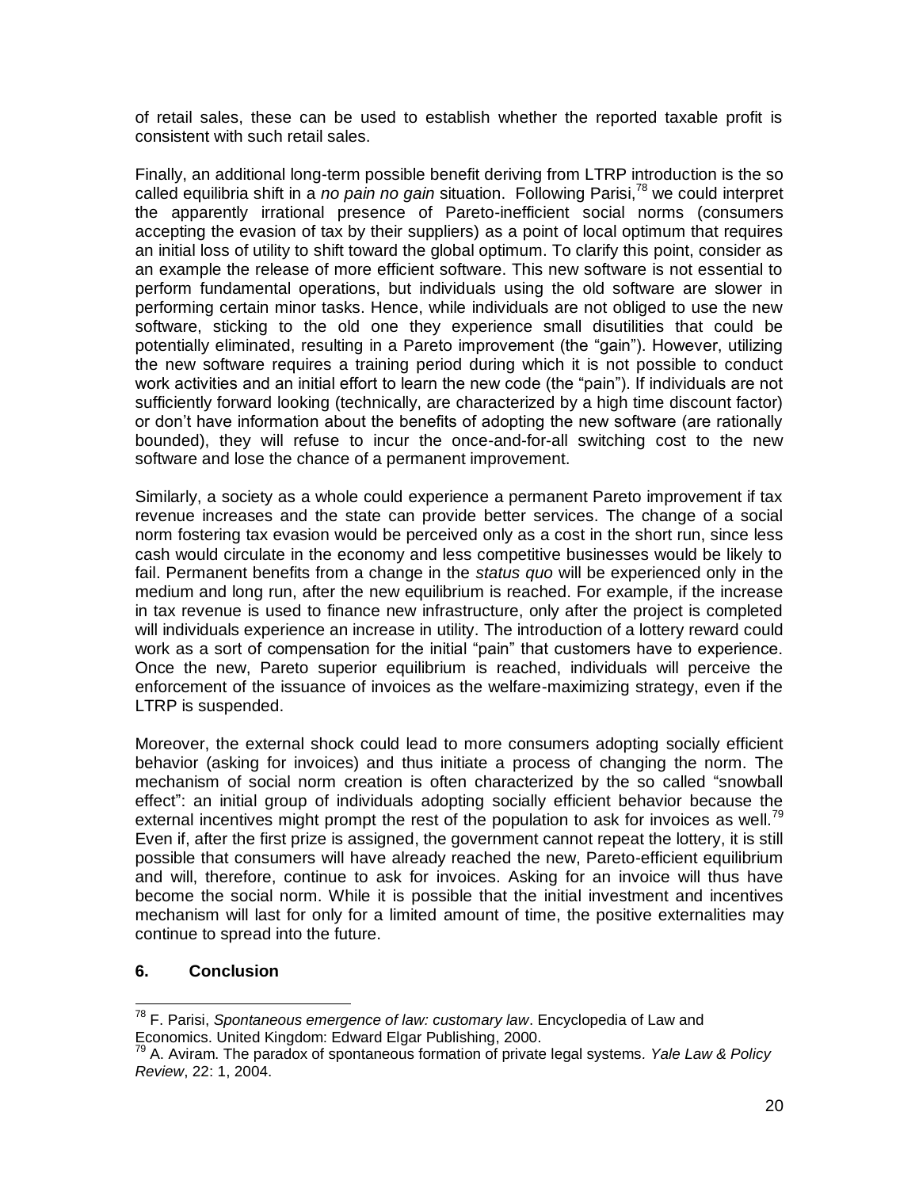of retail sales, these can be used to establish whether the reported taxable profit is consistent with such retail sales.

Finally, an additional long-term possible benefit deriving from LTRP introduction is the so called equilibria shift in a *no pain no gain* situation. Following Parisi,[78] we could interpret the apparently irrational presence of Pareto-inefficient social norms (consumers accepting the evasion of tax by their suppliers) as a point of local optimum that requires an initial loss of utility to shift toward the global optimum. To clarify this point, consider as an example the release of more efficient software. This new software is not essential to perform fundamental operations, but individuals using the old software are slower in performing certain minor tasks. Hence, while individuals are not obliged to use the new software, sticking to the old one they experience small disutilities that could be potentially eliminated, resulting in a Pareto improvement (the "gain"). However, utilizing the new software requires a training period during which it is not possible to conduct work activities and an initial effort to learn the new code (the "pain"). If individuals are not sufficiently forward looking (technically, are characterized by a high time discount factor) or don't have information about the benefits of adopting the new software (are rationally bounded), they will refuse to incur the once-and-for-all switching cost to the new software and lose the chance of a permanent improvement.

Similarly, a society as a whole could experience a permanent Pareto improvement if tax revenue increases and the state can provide better services. The change of a social norm fostering tax evasion would be perceived only as a cost in the short run, since less cash would circulate in the economy and less competitive businesses would be likely to fail. Permanent benefits from a change in the *status quo* will be experienced only in the medium and long run, after the new equilibrium is reached. For example, if the increase in tax revenue is used to finance new infrastructure, only after the project is completed will individuals experience an increase in utility. The introduction of a lottery reward could work as a sort of compensation for the initial "pain" that customers have to experience. Once the new, Pareto superior equilibrium is reached, individuals will perceive the enforcement of the issuance of invoices as the welfare-maximizing strategy, even if the LTRP is suspended.

Moreover, the external shock could lead to more consumers adopting socially efficient behavior (asking for invoices) and thus initiate a process of changing the norm. The mechanism of social norm creation is often characterized by the so called "snowball effect": an initial group of individuals adopting socially efficient behavior because the external incentives might prompt the rest of the population to ask for invoices as well.[79] Even if, after the first prize is assigned, the government cannot repeat the lottery, it is still possible that consumers will have already reached the new, Pareto-efficient equilibrium and will, therefore, continue to ask for invoices. Asking for an invoice will thus have become the social norm. While it is possible that the initial investment and incentives mechanism will last for only for a limited amount of time, the positive externalities may continue to spread into the future.

## 6. Conclusion

[78] F. Parisi, *Spontaneous emergence of law: customary law*. Encyclopedia of Law and Economics. United Kingdom: Edward Elgar Publishing, 2000.

[79] A. Aviram. The paradox of spontaneous formation of private legal systems. *Yale Law & Policy Review*, 22: 1, 2004.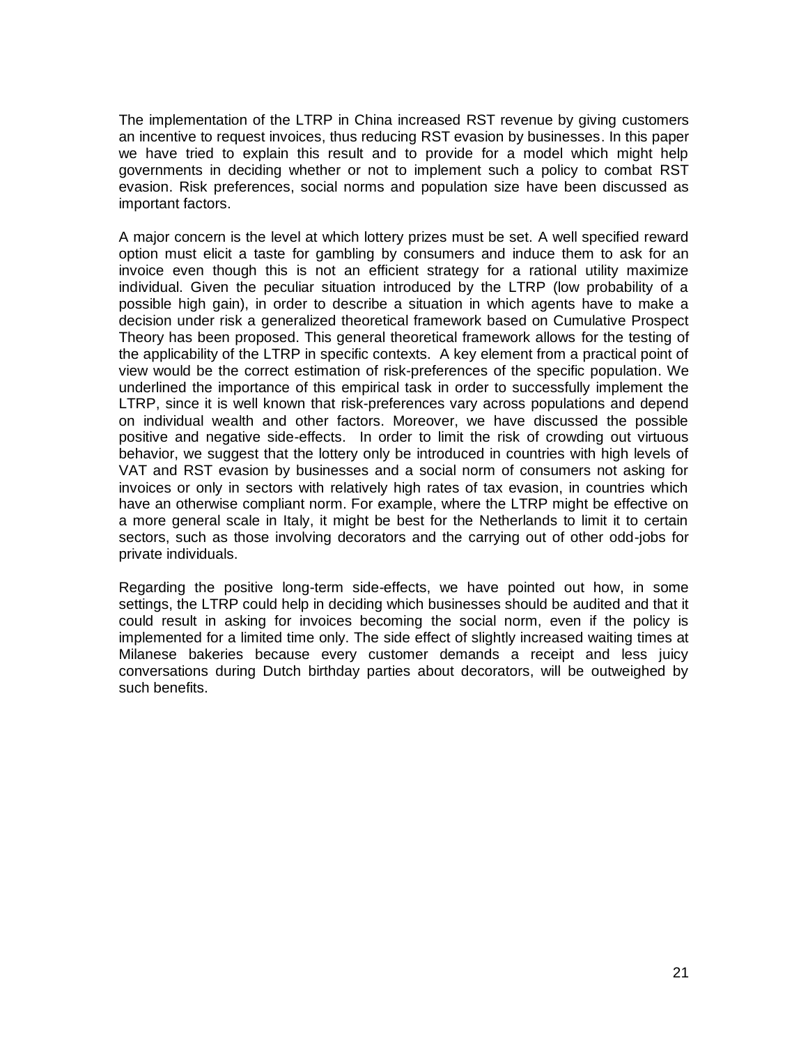The implementation of the LTRP in China increased RST revenue by giving customers an incentive to request invoices, thus reducing RST evasion by businesses. In this paper we have tried to explain this result and to provide for a model which might help governments in deciding whether or not to implement such a policy to combat RST evasion. Risk preferences, social norms and population size have been discussed as important factors.

A major concern is the level at which lottery prizes must be set. A well specified reward option must elicit a taste for gambling by consumers and induce them to ask for an invoice even though this is not an efficient strategy for a rational utility maximize individual. Given the peculiar situation introduced by the LTRP (low probability of a possible high gain), in order to describe a situation in which agents have to make a decision under risk a generalized theoretical framework based on Cumulative Prospect Theory has been proposed. This general theoretical framework allows for the testing of the applicability of the LTRP in specific contexts. A key element from a practical point of view would be the correct estimation of risk-preferences of the specific population. We underlined the importance of this empirical task in order to successfully implement the LTRP, since it is well known that risk-preferences vary across populations and depend on individual wealth and other factors. Moreover, we have discussed the possible positive and negative side-effects. In order to limit the risk of crowding out virtuous behavior, we suggest that the lottery only be introduced in countries with high levels of VAT and RST evasion by businesses and a social norm of consumers not asking for invoices or only in sectors with relatively high rates of tax evasion, in countries which have an otherwise compliant norm. For example, where the LTRP might be effective on a more general scale in Italy, it might be best for the Netherlands to limit it to certain sectors, such as those involving decorators and the carrying out of other odd-jobs for private individuals.

Regarding the positive long-term side-effects, we have pointed out how, in some settings, the LTRP could help in deciding which businesses should be audited and that it could result in asking for invoices becoming the social norm, even if the policy is implemented for a limited time only. The side effect of slightly increased waiting times at Milanese bakeries because every customer demands a receipt and less juicy conversations during Dutch birthday parties about decorators, will be outweighed by such benefits.